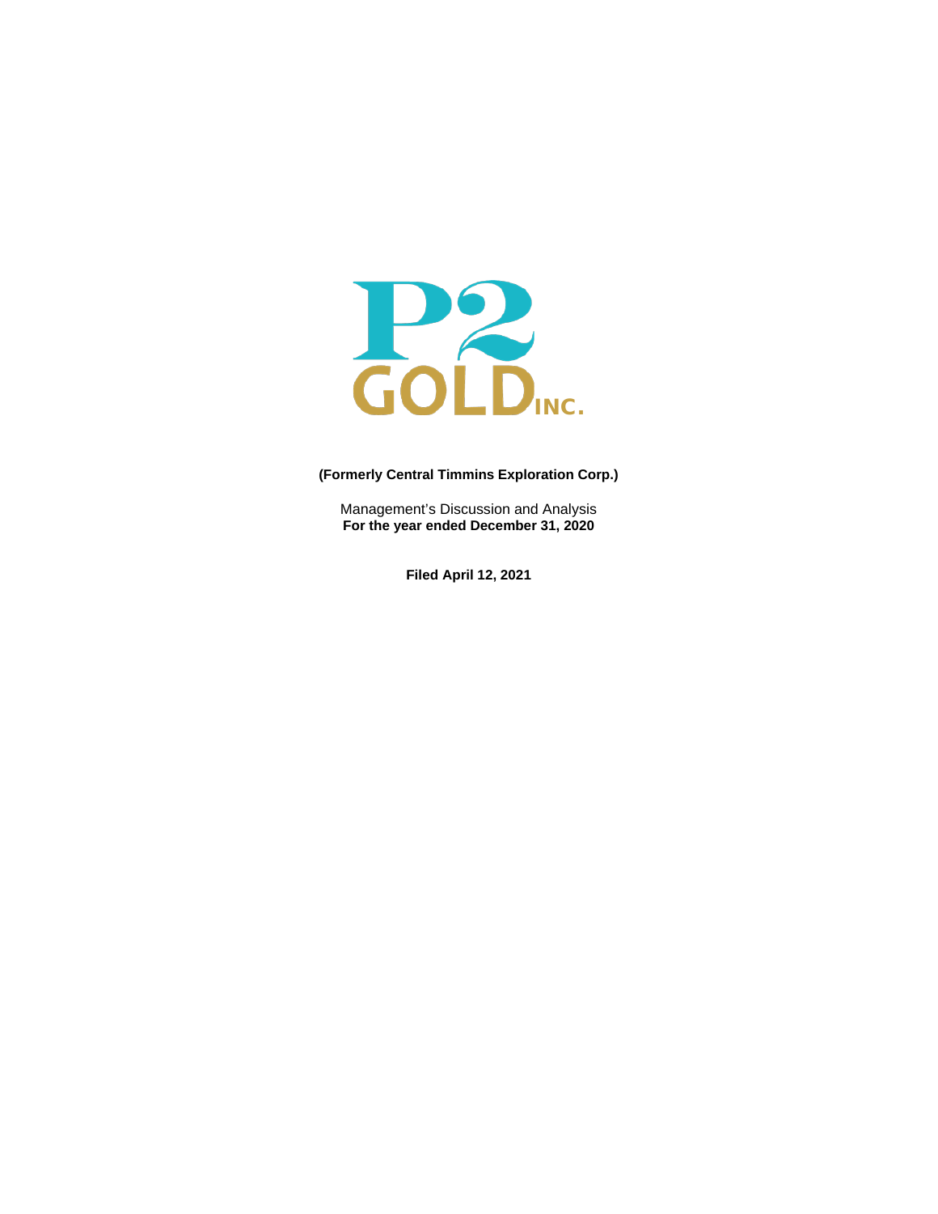# P2 GOLD INC.

**(Formerly Central Timmins Exploration Corp.)**

Management's Discussion and Analysis
**For the year ended December 31, 2020**

**Filed April 12, 2021**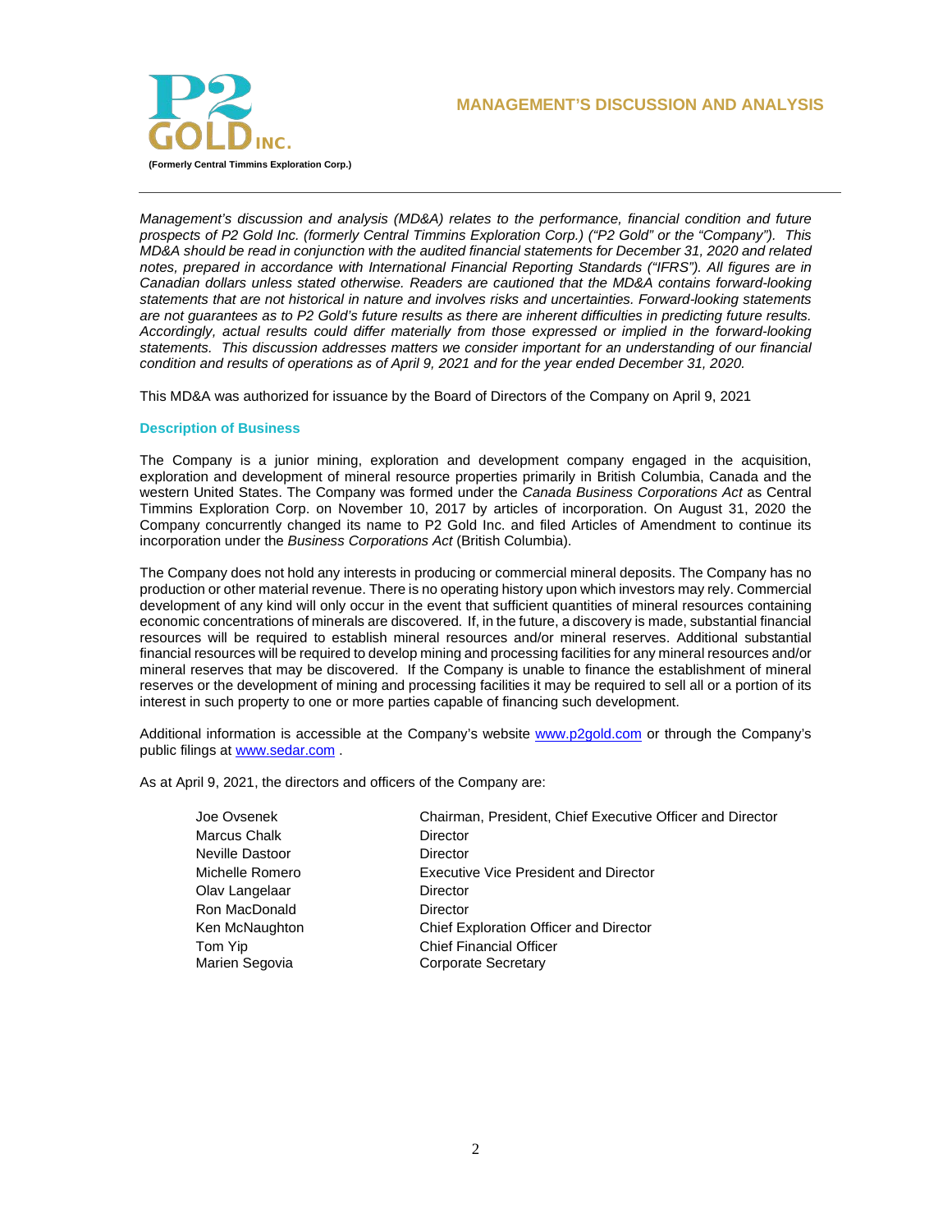# MANAGEMENT'S DISCUSSION AND ANALYSIS

**(Formerly Central Timmins Exploration Corp.)**

*Management's discussion and analysis (MD&A) relates to the performance, financial condition and future prospects of P2 Gold Inc. (formerly Central Timmins Exploration Corp.) ("P2 Gold" or the "Company"). This MD&A should be read in conjunction with the audited financial statements for December 31, 2020 and related notes, prepared in accordance with International Financial Reporting Standards ("IFRS"). All figures are in Canadian dollars unless stated otherwise. Readers are cautioned that the MD&A contains forward-looking statements that are not historical in nature and involves risks and uncertainties. Forward-looking statements are not guarantees as to P2 Gold's future results as there are inherent difficulties in predicting future results. Accordingly, actual results could differ materially from those expressed or implied in the forward-looking statements. This discussion addresses matters we consider important for an understanding of our financial condition and results of operations as of April 9, 2021 and for the year ended December 31, 2020.*

This MD&A was authorized for issuance by the Board of Directors of the Company on April 9, 2021

## Description of Business

The Company is a junior mining, exploration and development company engaged in the acquisition, exploration and development of mineral resource properties primarily in British Columbia, Canada and the western United States. The Company was formed under the *Canada Business Corporations Act* as Central Timmins Exploration Corp. on November 10, 2017 by articles of incorporation. On August 31, 2020 the Company concurrently changed its name to P2 Gold Inc. and filed Articles of Amendment to continue its incorporation under the *Business Corporations Act* (British Columbia).

The Company does not hold any interests in producing or commercial mineral deposits. The Company has no production or other material revenue. There is no operating history upon which investors may rely. Commercial development of any kind will only occur in the event that sufficient quantities of mineral resources containing economic concentrations of minerals are discovered. If, in the future, a discovery is made, substantial financial resources will be required to establish mineral resources and/or mineral reserves. Additional substantial financial resources will be required to develop mining and processing facilities for any mineral resources and/or mineral reserves that may be discovered. If the Company is unable to finance the establishment of mineral reserves or the development of mining and processing facilities it may be required to sell all or a portion of its interest in such property to one or more parties capable of financing such development.

Additional information is accessible at the Company's website www.p2gold.com or through the Company's public filings at www.sedar.com .

As at April 9, 2021, the directors and officers of the Company are:

| | |
|---|---|
| Joe Ovsenek | Chairman, President, Chief Executive Officer and Director |
| Marcus Chalk | Director |
| Neville Dastoor | Director |
| Michelle Romero | Executive Vice President and Director |
| Olav Langelaar | Director |
| Ron MacDonald | Director |
| Ken McNaughton | Chief Exploration Officer and Director |
| Tom Yip | Chief Financial Officer |
| Marien Segovia | Corporate Secretary |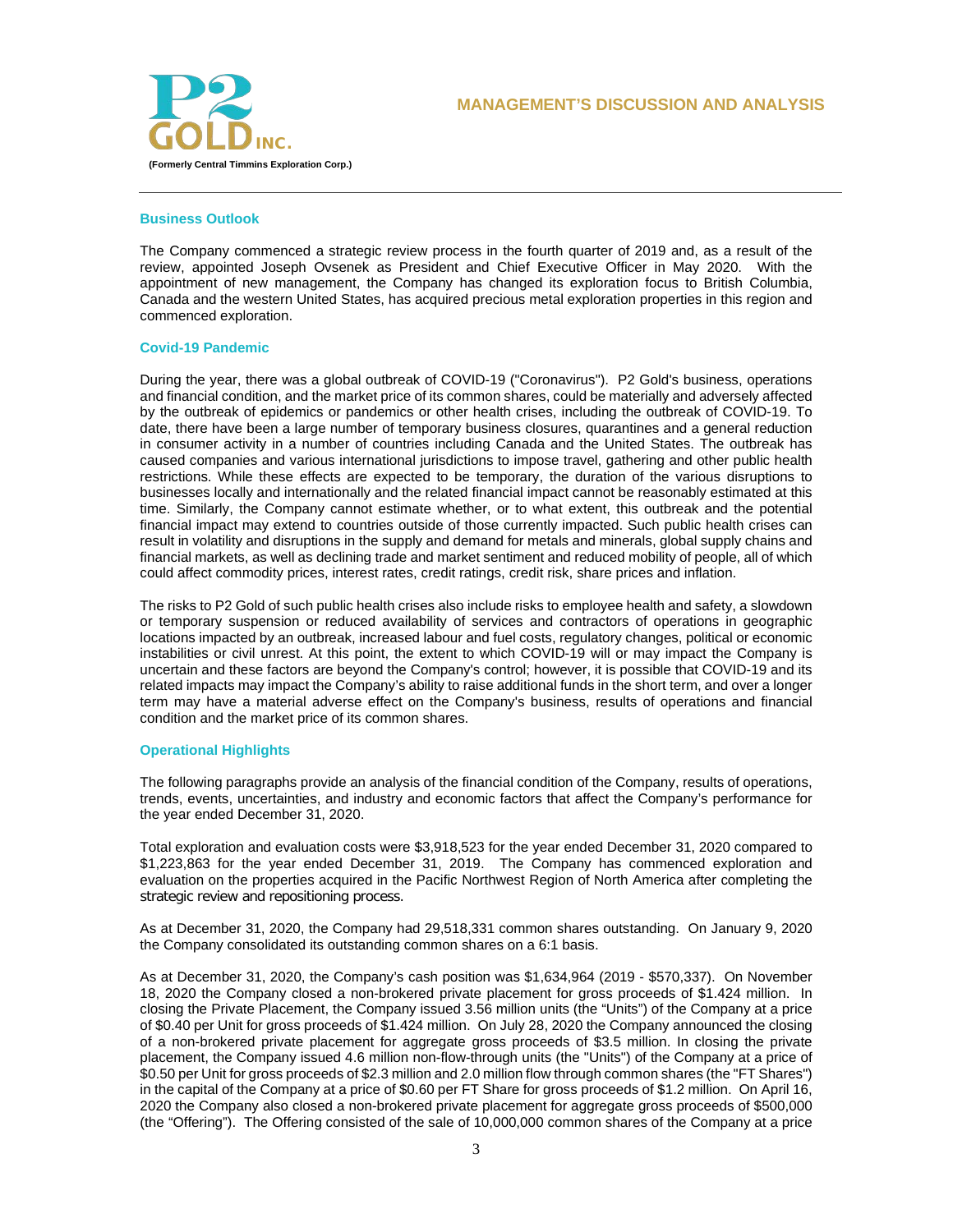## Business Outlook

The Company commenced a strategic review process in the fourth quarter of 2019 and, as a result of the review, appointed Joseph Ovsenek as President and Chief Executive Officer in May 2020. With the appointment of new management, the Company has changed its exploration focus to British Columbia, Canada and the western United States, has acquired precious metal exploration properties in this region and commenced exploration.

## Covid-19 Pandemic

During the year, there was a global outbreak of COVID-19 ("Coronavirus"). P2 Gold's business, operations and financial condition, and the market price of its common shares, could be materially and adversely affected by the outbreak of epidemics or pandemics or other health crises, including the outbreak of COVID-19. To date, there have been a large number of temporary business closures, quarantines and a general reduction in consumer activity in a number of countries including Canada and the United States. The outbreak has caused companies and various international jurisdictions to impose travel, gathering and other public health restrictions. While these effects are expected to be temporary, the duration of the various disruptions to businesses locally and internationally and the related financial impact cannot be reasonably estimated at this time. Similarly, the Company cannot estimate whether, or to what extent, this outbreak and the potential financial impact may extend to countries outside of those currently impacted. Such public health crises can result in volatility and disruptions in the supply and demand for metals and minerals, global supply chains and financial markets, as well as declining trade and market sentiment and reduced mobility of people, all of which could affect commodity prices, interest rates, credit ratings, credit risk, share prices and inflation.

The risks to P2 Gold of such public health crises also include risks to employee health and safety, a slowdown or temporary suspension or reduced availability of services and contractors of operations in geographic locations impacted by an outbreak, increased labour and fuel costs, regulatory changes, political or economic instabilities or civil unrest. At this point, the extent to which COVID-19 will or may impact the Company is uncertain and these factors are beyond the Company's control; however, it is possible that COVID-19 and its related impacts may impact the Company's ability to raise additional funds in the short term, and over a longer term may have a material adverse effect on the Company's business, results of operations and financial condition and the market price of its common shares.

## Operational Highlights

The following paragraphs provide an analysis of the financial condition of the Company, results of operations, trends, events, uncertainties, and industry and economic factors that affect the Company's performance for the year ended December 31, 2020.

Total exploration and evaluation costs were $3,918,523 for the year ended December 31, 2020 compared to $1,223,863 for the year ended December 31, 2019. The Company has commenced exploration and evaluation on the properties acquired in the Pacific Northwest Region of North America after completing the strategic review and repositioning process.

As at December 31, 2020, the Company had 29,518,331 common shares outstanding. On January 9, 2020 the Company consolidated its outstanding common shares on a 6:1 basis.

As at December 31, 2020, the Company's cash position was $1,634,964 (2019 - $570,337). On November 18, 2020 the Company closed a non-brokered private placement for gross proceeds of $1.424 million. In closing the Private Placement, the Company issued 3.56 million units (the "Units") of the Company at a price of $0.40 per Unit for gross proceeds of $1.424 million. On July 28, 2020 the Company announced the closing of a non-brokered private placement for aggregate gross proceeds of $3.5 million. In closing the private placement, the Company issued 4.6 million non-flow-through units (the "Units") of the Company at a price of $0.50 per Unit for gross proceeds of $2.3 million and 2.0 million flow through common shares (the "FT Shares") in the capital of the Company at a price of $0.60 per FT Share for gross proceeds of $1.2 million. On April 16, 2020 the Company also closed a non-brokered private placement for aggregate gross proceeds of $500,000 (the "Offering"). The Offering consisted of the sale of 10,000,000 common shares of the Company at a price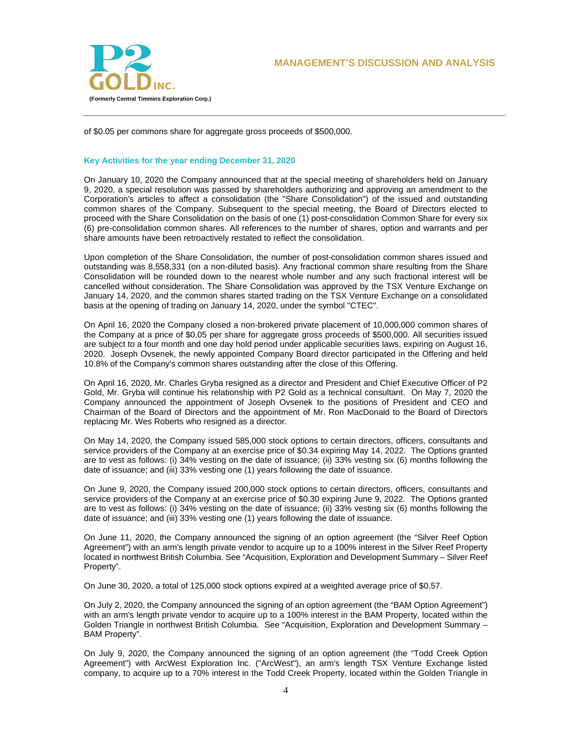of $0.05 per commons share for aggregate gross proceeds of $500,000.

### Key Activities for the year ending December 31, 2020

On January 10, 2020 the Company announced that at the special meeting of shareholders held on January 9, 2020, a special resolution was passed by shareholders authorizing and approving an amendment to the Corporation's articles to affect a consolidation (the "Share Consolidation") of the issued and outstanding common shares of the Company. Subsequent to the special meeting, the Board of Directors elected to proceed with the Share Consolidation on the basis of one (1) post-consolidation Common Share for every six (6) pre-consolidation common shares. All references to the number of shares, option and warrants and per share amounts have been retroactively restated to reflect the consolidation.

Upon completion of the Share Consolidation, the number of post-consolidation common shares issued and outstanding was 8,558,331 (on a non-diluted basis). Any fractional common share resulting from the Share Consolidation will be rounded down to the nearest whole number and any such fractional interest will be cancelled without consideration. The Share Consolidation was approved by the TSX Venture Exchange on January 14, 2020, and the common shares started trading on the TSX Venture Exchange on a consolidated basis at the opening of trading on January 14, 2020, under the symbol "CTEC".

On April 16, 2020 the Company closed a non-brokered private placement of 10,000,000 common shares of the Company at a price of $0.05 per share for aggregate gross proceeds of $500,000. All securities issued are subject to a four month and one day hold period under applicable securities laws, expiring on August 16, 2020. Joseph Ovsenek, the newly appointed Company Board director participated in the Offering and held 10.8% of the Company's common shares outstanding after the close of this Offering.

On April 16, 2020, Mr. Charles Gryba resigned as a director and President and Chief Executive Officer of P2 Gold, Mr. Gryba will continue his relationship with P2 Gold as a technical consultant. On May 7, 2020 the Company announced the appointment of Joseph Ovsenek to the positions of President and CEO and Chairman of the Board of Directors and the appointment of Mr. Ron MacDonald to the Board of Directors replacing Mr. Wes Roberts who resigned as a director.

On May 14, 2020, the Company issued 585,000 stock options to certain directors, officers, consultants and service providers of the Company at an exercise price of $0.34 expiring May 14, 2022. The Options granted are to vest as follows: (i) 34% vesting on the date of issuance; (ii) 33% vesting six (6) months following the date of issuance; and (iii) 33% vesting one (1) years following the date of issuance.

On June 9, 2020, the Company issued 200,000 stock options to certain directors, officers, consultants and service providers of the Company at an exercise price of $0.30 expiring June 9, 2022. The Options granted are to vest as follows: (i) 34% vesting on the date of issuance; (ii) 33% vesting six (6) months following the date of issuance; and (iii) 33% vesting one (1) years following the date of issuance.

On June 11, 2020, the Company announced the signing of an option agreement (the "Silver Reef Option Agreement") with an arm's length private vendor to acquire up to a 100% interest in the Silver Reef Property located in northwest British Columbia. See "Acquisition, Exploration and Development Summary – Silver Reef Property".

On June 30, 2020, a total of 125,000 stock options expired at a weighted average price of $0.57.

On July 2, 2020, the Company announced the signing of an option agreement (the "BAM Option Agreement") with an arm's length private vendor to acquire up to a 100% interest in the BAM Property, located within the Golden Triangle in northwest British Columbia. See "Acquisition, Exploration and Development Summary – BAM Property".

On July 9, 2020, the Company announced the signing of an option agreement (the "Todd Creek Option Agreement") with ArcWest Exploration Inc. ("ArcWest"), an arm's length TSX Venture Exchange listed company, to acquire up to a 70% interest in the Todd Creek Property, located within the Golden Triangle in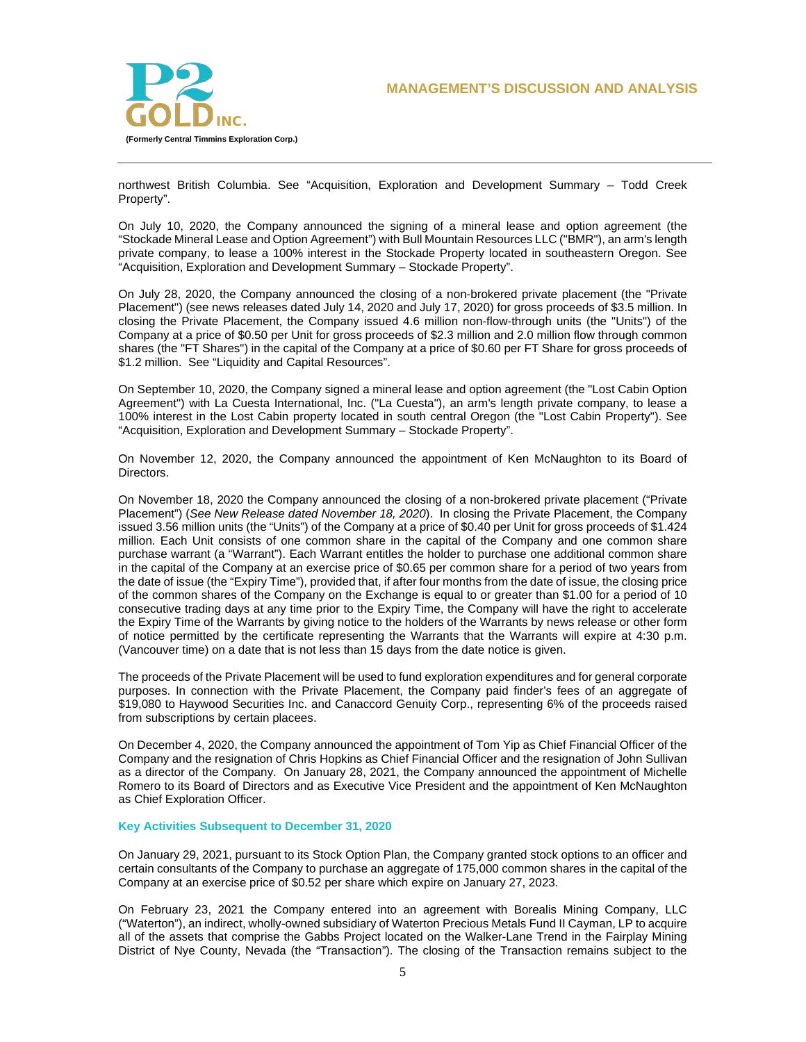northwest British Columbia. See "Acquisition, Exploration and Development Summary – Todd Creek Property".

On July 10, 2020, the Company announced the signing of a mineral lease and option agreement (the "Stockade Mineral Lease and Option Agreement") with Bull Mountain Resources LLC ("BMR"), an arm's length private company, to lease a 100% interest in the Stockade Property located in southeastern Oregon. See "Acquisition, Exploration and Development Summary – Stockade Property".

On July 28, 2020, the Company announced the closing of a non-brokered private placement (the "Private Placement") (see news releases dated July 14, 2020 and July 17, 2020) for gross proceeds of $3.5 million. In closing the Private Placement, the Company issued 4.6 million non-flow-through units (the "Units") of the Company at a price of $0.50 per Unit for gross proceeds of $2.3 million and 2.0 million flow through common shares (the "FT Shares") in the capital of the Company at a price of $0.60 per FT Share for gross proceeds of $1.2 million. See "Liquidity and Capital Resources".

On September 10, 2020, the Company signed a mineral lease and option agreement (the "Lost Cabin Option Agreement") with La Cuesta International, Inc. ("La Cuesta"), an arm's length private company, to lease a 100% interest in the Lost Cabin property located in south central Oregon (the "Lost Cabin Property"). See "Acquisition, Exploration and Development Summary – Stockade Property".

On November 12, 2020, the Company announced the appointment of Ken McNaughton to its Board of Directors.

On November 18, 2020 the Company announced the closing of a non-brokered private placement ("Private Placement") (*See New Release dated November 18, 2020*). In closing the Private Placement, the Company issued 3.56 million units (the "Units") of the Company at a price of $0.40 per Unit for gross proceeds of $1.424 million. Each Unit consists of one common share in the capital of the Company and one common share purchase warrant (a "Warrant"). Each Warrant entitles the holder to purchase one additional common share in the capital of the Company at an exercise price of $0.65 per common share for a period of two years from the date of issue (the "Expiry Time"), provided that, if after four months from the date of issue, the closing price of the common shares of the Company on the Exchange is equal to or greater than $1.00 for a period of 10 consecutive trading days at any time prior to the Expiry Time, the Company will have the right to accelerate the Expiry Time of the Warrants by giving notice to the holders of the Warrants by news release or other form of notice permitted by the certificate representing the Warrants that the Warrants will expire at 4:30 p.m. (Vancouver time) on a date that is not less than 15 days from the date notice is given.

The proceeds of the Private Placement will be used to fund exploration expenditures and for general corporate purposes. In connection with the Private Placement, the Company paid finder's fees of an aggregate of $19,080 to Haywood Securities Inc. and Canaccord Genuity Corp., representing 6% of the proceeds raised from subscriptions by certain placees.

On December 4, 2020, the Company announced the appointment of Tom Yip as Chief Financial Officer of the Company and the resignation of Chris Hopkins as Chief Financial Officer and the resignation of John Sullivan as a director of the Company. On January 28, 2021, the Company announced the appointment of Michelle Romero to its Board of Directors and as Executive Vice President and the appointment of Ken McNaughton as Chief Exploration Officer.

### Key Activities Subsequent to December 31, 2020

On January 29, 2021, pursuant to its Stock Option Plan, the Company granted stock options to an officer and certain consultants of the Company to purchase an aggregate of 175,000 common shares in the capital of the Company at an exercise price of $0.52 per share which expire on January 27, 2023.

On February 23, 2021 the Company entered into an agreement with Borealis Mining Company, LLC ("Waterton"), an indirect, wholly-owned subsidiary of Waterton Precious Metals Fund II Cayman, LP to acquire all of the assets that comprise the Gabbs Project located on the Walker-Lane Trend in the Fairplay Mining District of Nye County, Nevada (the "Transaction"). The closing of the Transaction remains subject to the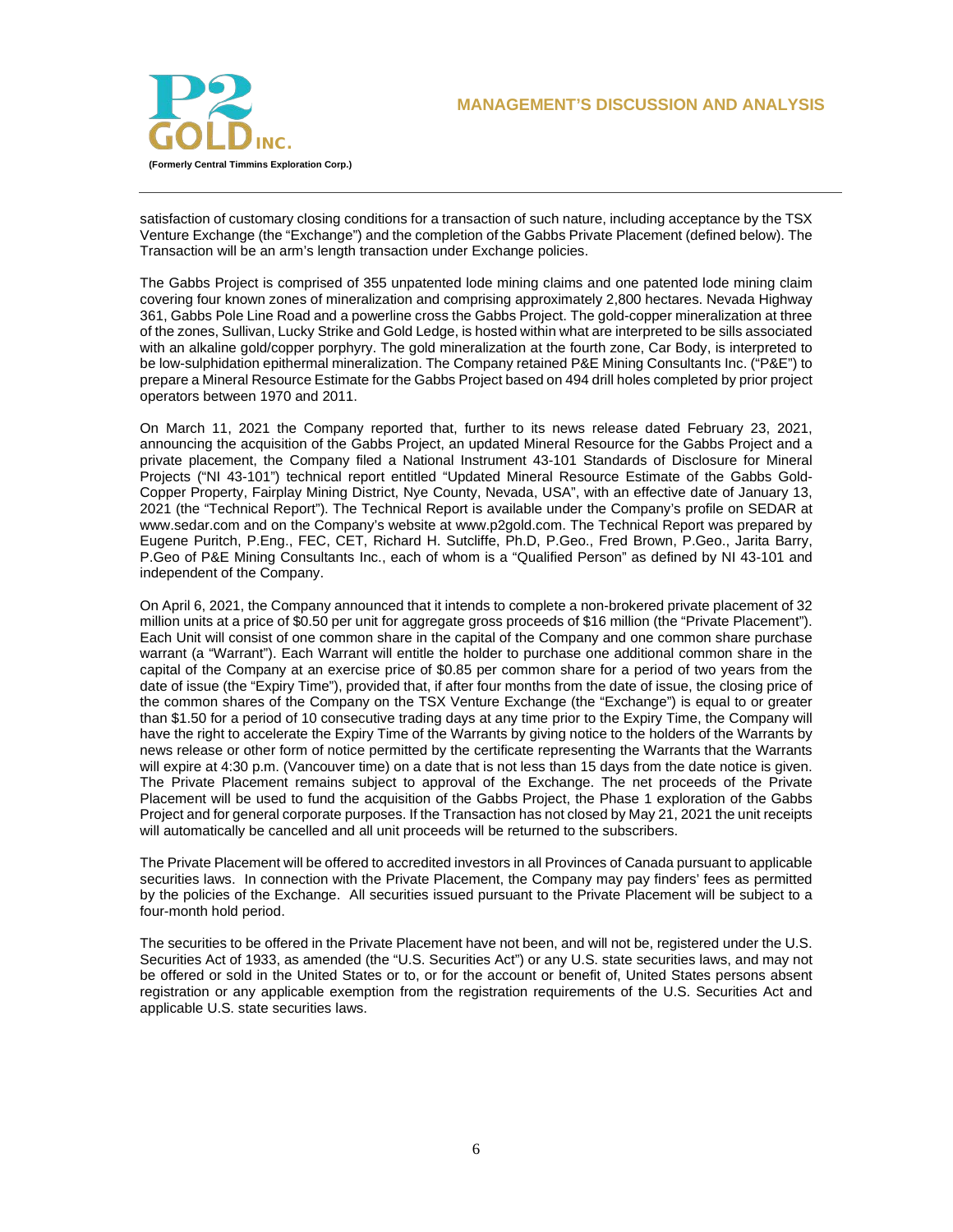satisfaction of customary closing conditions for a transaction of such nature, including acceptance by the TSX Venture Exchange (the "Exchange") and the completion of the Gabbs Private Placement (defined below). The Transaction will be an arm's length transaction under Exchange policies.

The Gabbs Project is comprised of 355 unpatented lode mining claims and one patented lode mining claim covering four known zones of mineralization and comprising approximately 2,800 hectares. Nevada Highway 361, Gabbs Pole Line Road and a powerline cross the Gabbs Project. The gold-copper mineralization at three of the zones, Sullivan, Lucky Strike and Gold Ledge, is hosted within what are interpreted to be sills associated with an alkaline gold/copper porphyry. The gold mineralization at the fourth zone, Car Body, is interpreted to be low-sulphidation epithermal mineralization. The Company retained P&E Mining Consultants Inc. ("P&E") to prepare a Mineral Resource Estimate for the Gabbs Project based on 494 drill holes completed by prior project operators between 1970 and 2011.

On March 11, 2021 the Company reported that, further to its news release dated February 23, 2021, announcing the acquisition of the Gabbs Project, an updated Mineral Resource for the Gabbs Project and a private placement, the Company filed a National Instrument 43-101 Standards of Disclosure for Mineral Projects ("NI 43-101") technical report entitled "Updated Mineral Resource Estimate of the Gabbs Gold-Copper Property, Fairplay Mining District, Nye County, Nevada, USA", with an effective date of January 13, 2021 (the "Technical Report"). The Technical Report is available under the Company's profile on SEDAR at www.sedar.com and on the Company's website at www.p2gold.com. The Technical Report was prepared by Eugene Puritch, P.Eng., FEC, CET, Richard H. Sutcliffe, Ph.D, P.Geo., Fred Brown, P.Geo., Jarita Barry, P.Geo of P&E Mining Consultants Inc., each of whom is a "Qualified Person" as defined by NI 43-101 and independent of the Company.

On April 6, 2021, the Company announced that it intends to complete a non-brokered private placement of 32 million units at a price of $0.50 per unit for aggregate gross proceeds of $16 million (the "Private Placement"). Each Unit will consist of one common share in the capital of the Company and one common share purchase warrant (a "Warrant"). Each Warrant will entitle the holder to purchase one additional common share in the capital of the Company at an exercise price of $0.85 per common share for a period of two years from the date of issue (the "Expiry Time"), provided that, if after four months from the date of issue, the closing price of the common shares of the Company on the TSX Venture Exchange (the "Exchange") is equal to or greater than $1.50 for a period of 10 consecutive trading days at any time prior to the Expiry Time, the Company will have the right to accelerate the Expiry Time of the Warrants by giving notice to the holders of the Warrants by news release or other form of notice permitted by the certificate representing the Warrants that the Warrants will expire at 4:30 p.m. (Vancouver time) on a date that is not less than 15 days from the date notice is given. The Private Placement remains subject to approval of the Exchange. The net proceeds of the Private Placement will be used to fund the acquisition of the Gabbs Project, the Phase 1 exploration of the Gabbs Project and for general corporate purposes. If the Transaction has not closed by May 21, 2021 the unit receipts will automatically be cancelled and all unit proceeds will be returned to the subscribers.

The Private Placement will be offered to accredited investors in all Provinces of Canada pursuant to applicable securities laws. In connection with the Private Placement, the Company may pay finders' fees as permitted by the policies of the Exchange. All securities issued pursuant to the Private Placement will be subject to a four-month hold period.

The securities to be offered in the Private Placement have not been, and will not be, registered under the U.S. Securities Act of 1933, as amended (the "U.S. Securities Act") or any U.S. state securities laws, and may not be offered or sold in the United States or to, or for the account or benefit of, United States persons absent registration or any applicable exemption from the registration requirements of the U.S. Securities Act and applicable U.S. state securities laws.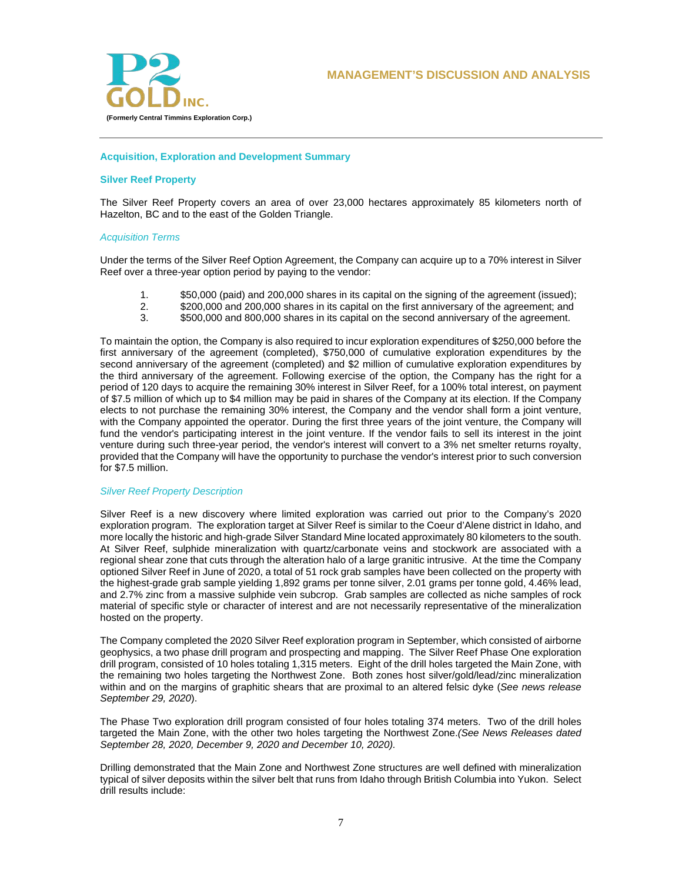## Acquisition, Exploration and Development Summary

### Silver Reef Property

The Silver Reef Property covers an area of over 23,000 hectares approximately 85 kilometers north of Hazelton, BC and to the east of the Golden Triangle.

#### *Acquisition Terms*

Under the terms of the Silver Reef Option Agreement, the Company can acquire up to a 70% interest in Silver Reef over a three-year option period by paying to the vendor:

1. $50,000 (paid) and 200,000 shares in its capital on the signing of the agreement (issued);
2. $200,000 and 200,000 shares in its capital on the first anniversary of the agreement; and
3. $500,000 and 800,000 shares in its capital on the second anniversary of the agreement.

To maintain the option, the Company is also required to incur exploration expenditures of $250,000 before the first anniversary of the agreement (completed), $750,000 of cumulative exploration expenditures by the second anniversary of the agreement (completed) and $2 million of cumulative exploration expenditures by the third anniversary of the agreement. Following exercise of the option, the Company has the right for a period of 120 days to acquire the remaining 30% interest in Silver Reef, for a 100% total interest, on payment of $7.5 million of which up to $4 million may be paid in shares of the Company at its election. If the Company elects to not purchase the remaining 30% interest, the Company and the vendor shall form a joint venture, with the Company appointed the operator. During the first three years of the joint venture, the Company will fund the vendor's participating interest in the joint venture. If the vendor fails to sell its interest in the joint venture during such three-year period, the vendor's interest will convert to a 3% net smelter returns royalty, provided that the Company will have the opportunity to purchase the vendor's interest prior to such conversion for $7.5 million.

#### *Silver Reef Property Description*

Silver Reef is a new discovery where limited exploration was carried out prior to the Company's 2020 exploration program. The exploration target at Silver Reef is similar to the Coeur d'Alene district in Idaho, and more locally the historic and high-grade Silver Standard Mine located approximately 80 kilometers to the south. At Silver Reef, sulphide mineralization with quartz/carbonate veins and stockwork are associated with a regional shear zone that cuts through the alteration halo of a large granitic intrusive. At the time the Company optioned Silver Reef in June of 2020, a total of 51 rock grab samples have been collected on the property with the highest-grade grab sample yielding 1,892 grams per tonne silver, 2.01 grams per tonne gold, 4.46% lead, and 2.7% zinc from a massive sulphide vein subcrop. Grab samples are collected as niche samples of rock material of specific style or character of interest and are not necessarily representative of the mineralization hosted on the property.

The Company completed the 2020 Silver Reef exploration program in September, which consisted of airborne geophysics, a two phase drill program and prospecting and mapping. The Silver Reef Phase One exploration drill program, consisted of 10 holes totaling 1,315 meters. Eight of the drill holes targeted the Main Zone, with the remaining two holes targeting the Northwest Zone. Both zones host silver/gold/lead/zinc mineralization within and on the margins of graphitic shears that are proximal to an altered felsic dyke (*See news release September 29, 2020*).

The Phase Two exploration drill program consisted of four holes totaling 374 meters. Two of the drill holes targeted the Main Zone, with the other two holes targeting the Northwest Zone.*(See News Releases dated September 28, 2020, December 9, 2020 and December 10, 2020).*

Drilling demonstrated that the Main Zone and Northwest Zone structures are well defined with mineralization typical of silver deposits within the silver belt that runs from Idaho through British Columbia into Yukon. Select drill results include: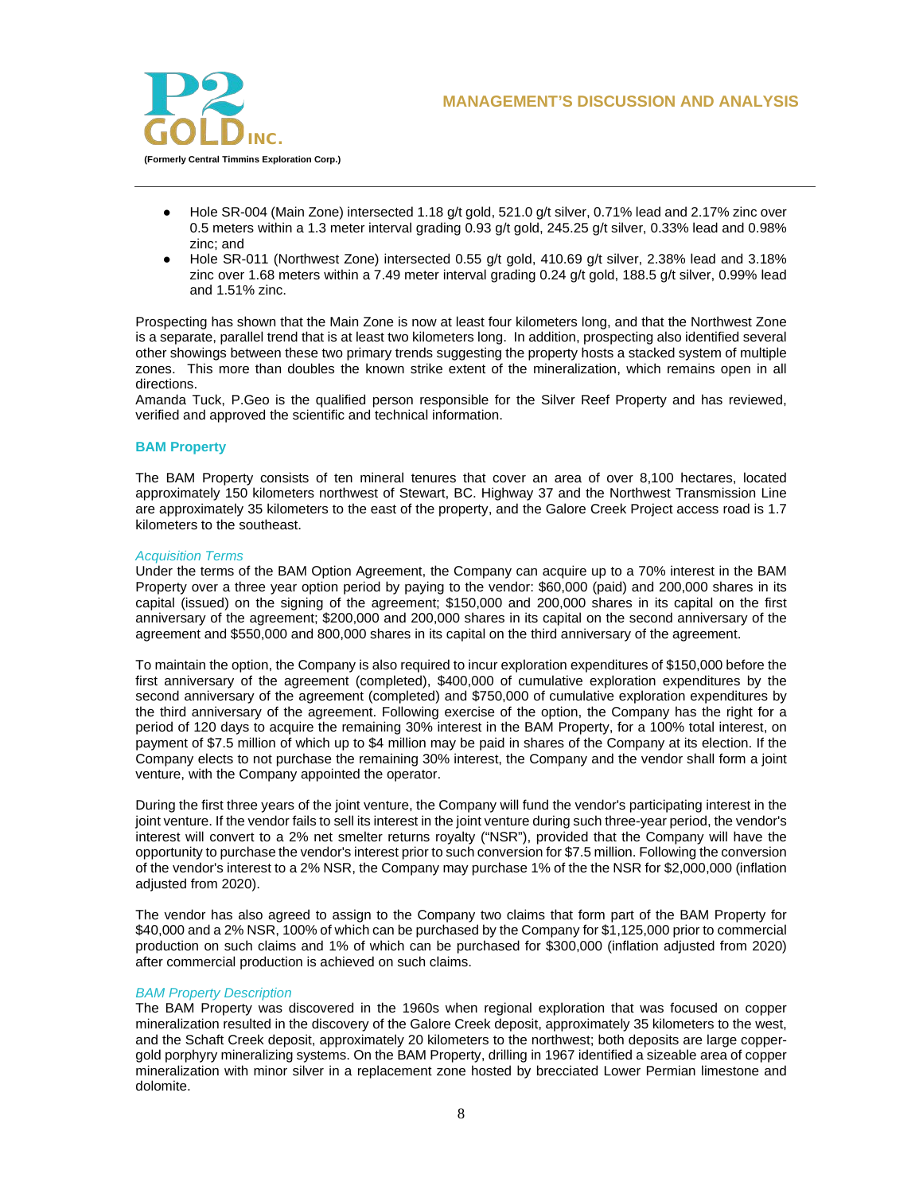- Hole SR-004 (Main Zone) intersected 1.18 g/t gold, 521.0 g/t silver, 0.71% lead and 2.17% zinc over 0.5 meters within a 1.3 meter interval grading 0.93 g/t gold, 245.25 g/t silver, 0.33% lead and 0.98% zinc; and
- Hole SR-011 (Northwest Zone) intersected 0.55 g/t gold, 410.69 g/t silver, 2.38% lead and 3.18% zinc over 1.68 meters within a 7.49 meter interval grading 0.24 g/t gold, 188.5 g/t silver, 0.99% lead and 1.51% zinc.

Prospecting has shown that the Main Zone is now at least four kilometers long, and that the Northwest Zone is a separate, parallel trend that is at least two kilometers long. In addition, prospecting also identified several other showings between these two primary trends suggesting the property hosts a stacked system of multiple zones. This more than doubles the known strike extent of the mineralization, which remains open in all directions.
Amanda Tuck, P.Geo is the qualified person responsible for the Silver Reef Property and has reviewed, verified and approved the scientific and technical information.

### BAM Property

The BAM Property consists of ten mineral tenures that cover an area of over 8,100 hectares, located approximately 150 kilometers northwest of Stewart, BC. Highway 37 and the Northwest Transmission Line are approximately 35 kilometers to the east of the property, and the Galore Creek Project access road is 1.7 kilometers to the southeast.

*Acquisition Terms*
Under the terms of the BAM Option Agreement, the Company can acquire up to a 70% interest in the BAM Property over a three year option period by paying to the vendor: $60,000 (paid) and 200,000 shares in its capital (issued) on the signing of the agreement; $150,000 and 200,000 shares in its capital on the first anniversary of the agreement; $200,000 and 200,000 shares in its capital on the second anniversary of the agreement and $550,000 and 800,000 shares in its capital on the third anniversary of the agreement.

To maintain the option, the Company is also required to incur exploration expenditures of $150,000 before the first anniversary of the agreement (completed), $400,000 of cumulative exploration expenditures by the second anniversary of the agreement (completed) and $750,000 of cumulative exploration expenditures by the third anniversary of the agreement. Following exercise of the option, the Company has the right for a period of 120 days to acquire the remaining 30% interest in the BAM Property, for a 100% total interest, on payment of $7.5 million of which up to $4 million may be paid in shares of the Company at its election. If the Company elects to not purchase the remaining 30% interest, the Company and the vendor shall form a joint venture, with the Company appointed the operator.

During the first three years of the joint venture, the Company will fund the vendor's participating interest in the joint venture. If the vendor fails to sell its interest in the joint venture during such three-year period, the vendor's interest will convert to a 2% net smelter returns royalty ("NSR"), provided that the Company will have the opportunity to purchase the vendor's interest prior to such conversion for $7.5 million. Following the conversion of the vendor's interest to a 2% NSR, the Company may purchase 1% of the the NSR for $2,000,000 (inflation adjusted from 2020).

The vendor has also agreed to assign to the Company two claims that form part of the BAM Property for $40,000 and a 2% NSR, 100% of which can be purchased by the Company for $1,125,000 prior to commercial production on such claims and 1% of which can be purchased for $300,000 (inflation adjusted from 2020) after commercial production is achieved on such claims.

*BAM Property Description*
The BAM Property was discovered in the 1960s when regional exploration that was focused on copper mineralization resulted in the discovery of the Galore Creek deposit, approximately 35 kilometers to the west, and the Schaft Creek deposit, approximately 20 kilometers to the northwest; both deposits are large copper-gold porphyry mineralizing systems. On the BAM Property, drilling in 1967 identified a sizeable area of copper mineralization with minor silver in a replacement zone hosted by brecciated Lower Permian limestone and dolomite.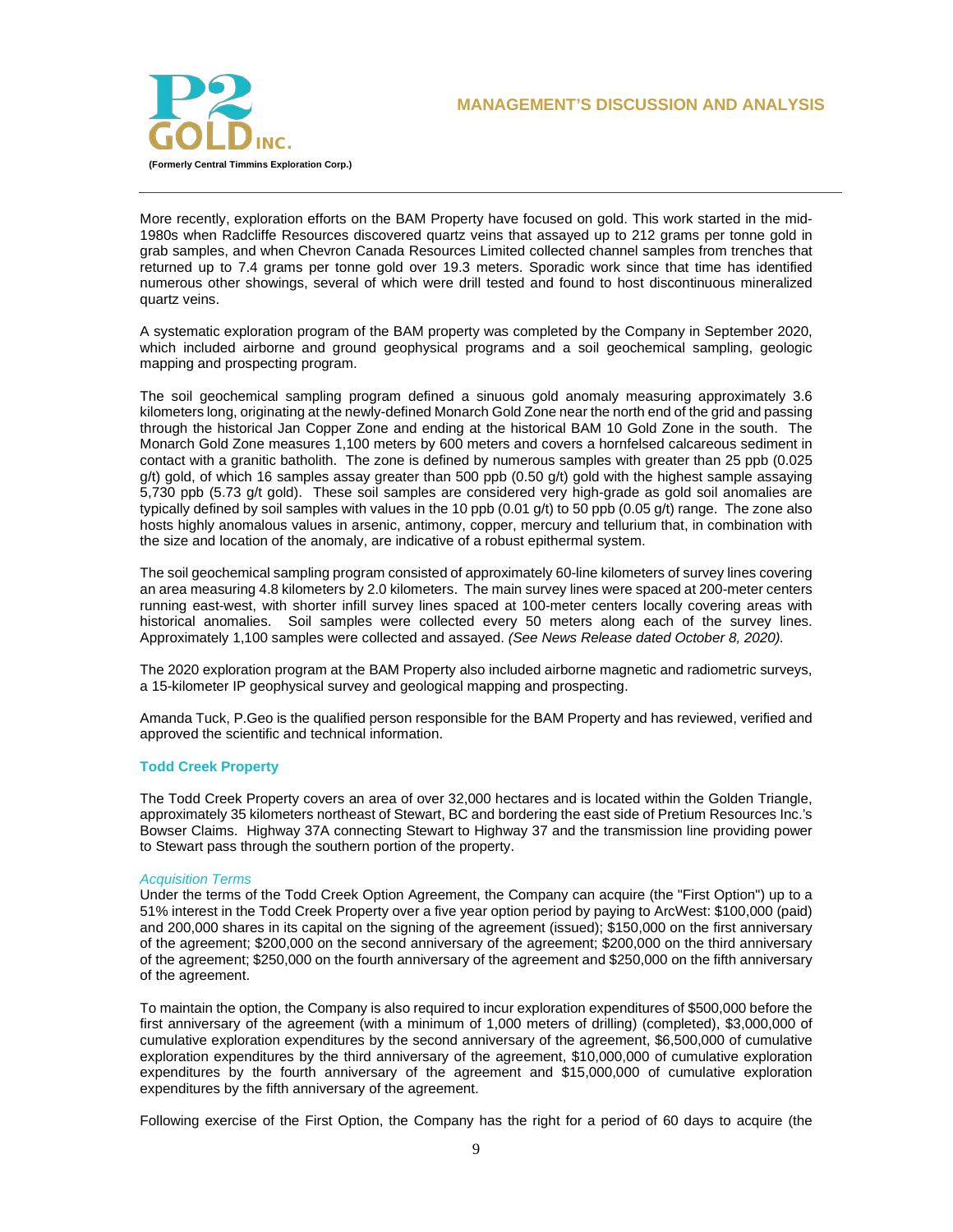More recently, exploration efforts on the BAM Property have focused on gold. This work started in the mid-1980s when Radcliffe Resources discovered quartz veins that assayed up to 212 grams per tonne gold in grab samples, and when Chevron Canada Resources Limited collected channel samples from trenches that returned up to 7.4 grams per tonne gold over 19.3 meters. Sporadic work since that time has identified numerous other showings, several of which were drill tested and found to host discontinuous mineralized quartz veins.

A systematic exploration program of the BAM property was completed by the Company in September 2020, which included airborne and ground geophysical programs and a soil geochemical sampling, geologic mapping and prospecting program.

The soil geochemical sampling program defined a sinuous gold anomaly measuring approximately 3.6 kilometers long, originating at the newly-defined Monarch Gold Zone near the north end of the grid and passing through the historical Jan Copper Zone and ending at the historical BAM 10 Gold Zone in the south. The Monarch Gold Zone measures 1,100 meters by 600 meters and covers a hornfelsed calcareous sediment in contact with a granitic batholith. The zone is defined by numerous samples with greater than 25 ppb (0.025 g/t) gold, of which 16 samples assay greater than 500 ppb (0.50 g/t) gold with the highest sample assaying 5,730 ppb (5.73 g/t gold). These soil samples are considered very high-grade as gold soil anomalies are typically defined by soil samples with values in the 10 ppb (0.01 g/t) to 50 ppb (0.05 g/t) range. The zone also hosts highly anomalous values in arsenic, antimony, copper, mercury and tellurium that, in combination with the size and location of the anomaly, are indicative of a robust epithermal system.

The soil geochemical sampling program consisted of approximately 60-line kilometers of survey lines covering an area measuring 4.8 kilometers by 2.0 kilometers. The main survey lines were spaced at 200-meter centers running east-west, with shorter infill survey lines spaced at 100-meter centers locally covering areas with historical anomalies. Soil samples were collected every 50 meters along each of the survey lines. Approximately 1,100 samples were collected and assayed. *(See News Release dated October 8, 2020).*

The 2020 exploration program at the BAM Property also included airborne magnetic and radiometric surveys, a 15-kilometer IP geophysical survey and geological mapping and prospecting.

Amanda Tuck, P.Geo is the qualified person responsible for the BAM Property and has reviewed, verified and approved the scientific and technical information.

## Todd Creek Property

The Todd Creek Property covers an area of over 32,000 hectares and is located within the Golden Triangle, approximately 35 kilometers northeast of Stewart, BC and bordering the east side of Pretium Resources Inc.'s Bowser Claims. Highway 37A connecting Stewart to Highway 37 and the transmission line providing power to Stewart pass through the southern portion of the property.

### *Acquisition Terms*

Under the terms of the Todd Creek Option Agreement, the Company can acquire (the "First Option") up to a 51% interest in the Todd Creek Property over a five year option period by paying to ArcWest: $100,000 (paid) and 200,000 shares in its capital on the signing of the agreement (issued); $150,000 on the first anniversary of the agreement; $200,000 on the second anniversary of the agreement; $200,000 on the third anniversary of the agreement; $250,000 on the fourth anniversary of the agreement and $250,000 on the fifth anniversary of the agreement.

To maintain the option, the Company is also required to incur exploration expenditures of $500,000 before the first anniversary of the agreement (with a minimum of 1,000 meters of drilling) (completed), $3,000,000 of cumulative exploration expenditures by the second anniversary of the agreement, $6,500,000 of cumulative exploration expenditures by the third anniversary of the agreement, $10,000,000 of cumulative exploration expenditures by the fourth anniversary of the agreement and $15,000,000 of cumulative exploration expenditures by the fifth anniversary of the agreement.

Following exercise of the First Option, the Company has the right for a period of 60 days to acquire (the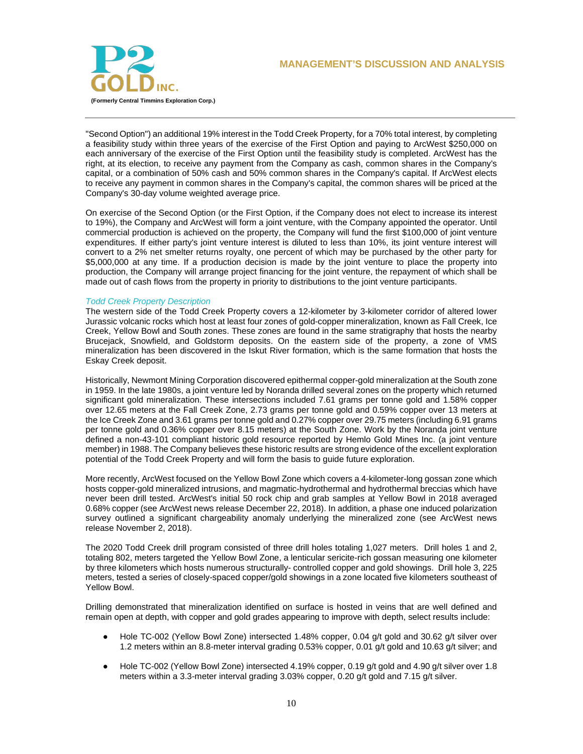"Second Option") an additional 19% interest in the Todd Creek Property, for a 70% total interest, by completing a feasibility study within three years of the exercise of the First Option and paying to ArcWest $250,000 on each anniversary of the exercise of the First Option until the feasibility study is completed. ArcWest has the right, at its election, to receive any payment from the Company as cash, common shares in the Company's capital, or a combination of 50% cash and 50% common shares in the Company's capital. If ArcWest elects to receive any payment in common shares in the Company's capital, the common shares will be priced at the Company's 30-day volume weighted average price.

On exercise of the Second Option (or the First Option, if the Company does not elect to increase its interest to 19%), the Company and ArcWest will form a joint venture, with the Company appointed the operator. Until commercial production is achieved on the property, the Company will fund the first $100,000 of joint venture expenditures. If either party's joint venture interest is diluted to less than 10%, its joint venture interest will convert to a 2% net smelter returns royalty, one percent of which may be purchased by the other party for $5,000,000 at any time. If a production decision is made by the joint venture to place the property into production, the Company will arrange project financing for the joint venture, the repayment of which shall be made out of cash flows from the property in priority to distributions to the joint venture participants.

*Todd Creek Property Description*

The western side of the Todd Creek Property covers a 12-kilometer by 3-kilometer corridor of altered lower Jurassic volcanic rocks which host at least four zones of gold-copper mineralization, known as Fall Creek, Ice Creek, Yellow Bowl and South zones. These zones are found in the same stratigraphy that hosts the nearby Brucejack, Snowfield, and Goldstorm deposits. On the eastern side of the property, a zone of VMS mineralization has been discovered in the Iskut River formation, which is the same formation that hosts the Eskay Creek deposit.

Historically, Newmont Mining Corporation discovered epithermal copper-gold mineralization at the South zone in 1959. In the late 1980s, a joint venture led by Noranda drilled several zones on the property which returned significant gold mineralization. These intersections included 7.61 grams per tonne gold and 1.58% copper over 12.65 meters at the Fall Creek Zone, 2.73 grams per tonne gold and 0.59% copper over 13 meters at the Ice Creek Zone and 3.61 grams per tonne gold and 0.27% copper over 29.75 meters (including 6.91 grams per tonne gold and 0.36% copper over 8.15 meters) at the South Zone. Work by the Noranda joint venture defined a non-43-101 compliant historic gold resource reported by Hemlo Gold Mines Inc. (a joint venture member) in 1988. The Company believes these historic results are strong evidence of the excellent exploration potential of the Todd Creek Property and will form the basis to guide future exploration.

More recently, ArcWest focused on the Yellow Bowl Zone which covers a 4-kilometer-long gossan zone which hosts copper-gold mineralized intrusions, and magmatic-hydrothermal and hydrothermal breccias which have never been drill tested. ArcWest's initial 50 rock chip and grab samples at Yellow Bowl in 2018 averaged 0.68% copper (see ArcWest news release December 22, 2018). In addition, a phase one induced polarization survey outlined a significant chargeability anomaly underlying the mineralized zone (see ArcWest news release November 2, 2018).

The 2020 Todd Creek drill program consisted of three drill holes totaling 1,027 meters. Drill holes 1 and 2, totaling 802, meters targeted the Yellow Bowl Zone, a lenticular sericite-rich gossan measuring one kilometer by three kilometers which hosts numerous structurally- controlled copper and gold showings. Drill hole 3, 225 meters, tested a series of closely-spaced copper/gold showings in a zone located five kilometers southeast of Yellow Bowl.

Drilling demonstrated that mineralization identified on surface is hosted in veins that are well defined and remain open at depth, with copper and gold grades appearing to improve with depth, select results include:

- Hole TC-002 (Yellow Bowl Zone) intersected 1.48% copper, 0.04 g/t gold and 30.62 g/t silver over 1.2 meters within an 8.8-meter interval grading 0.53% copper, 0.01 g/t gold and 10.63 g/t silver; and
- Hole TC-002 (Yellow Bowl Zone) intersected 4.19% copper, 0.19 g/t gold and 4.90 g/t silver over 1.8 meters within a 3.3-meter interval grading 3.03% copper, 0.20 g/t gold and 7.15 g/t silver.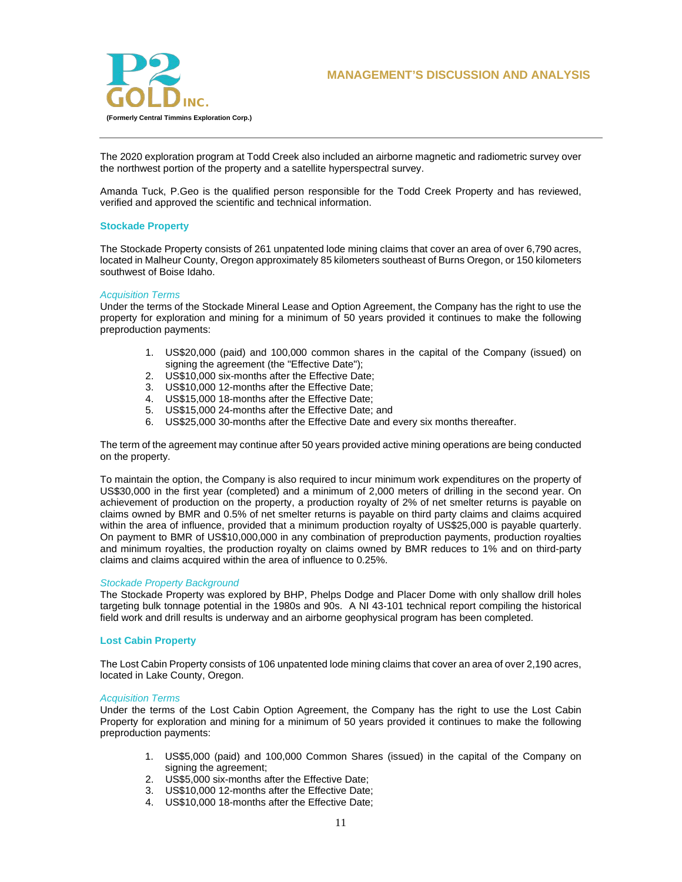The 2020 exploration program at Todd Creek also included an airborne magnetic and radiometric survey over the northwest portion of the property and a satellite hyperspectral survey.

Amanda Tuck, P.Geo is the qualified person responsible for the Todd Creek Property and has reviewed, verified and approved the scientific and technical information.

### Stockade Property

The Stockade Property consists of 261 unpatented lode mining claims that cover an area of over 6,790 acres, located in Malheur County, Oregon approximately 85 kilometers southeast of Burns Oregon, or 150 kilometers southwest of Boise Idaho.

*Acquisition Terms*

Under the terms of the Stockade Mineral Lease and Option Agreement, the Company has the right to use the property for exploration and mining for a minimum of 50 years provided it continues to make the following preproduction payments:

1. US$20,000 (paid) and 100,000 common shares in the capital of the Company (issued) on signing the agreement (the "Effective Date");
2. US$10,000 six-months after the Effective Date;
3. US$10,000 12-months after the Effective Date;
4. US$15,000 18-months after the Effective Date;
5. US$15,000 24-months after the Effective Date; and
6. US$25,000 30-months after the Effective Date and every six months thereafter.

The term of the agreement may continue after 50 years provided active mining operations are being conducted on the property.

To maintain the option, the Company is also required to incur minimum work expenditures on the property of US$30,000 in the first year (completed) and a minimum of 2,000 meters of drilling in the second year. On achievement of production on the property, a production royalty of 2% of net smelter returns is payable on claims owned by BMR and 0.5% of net smelter returns is payable on third party claims and claims acquired within the area of influence, provided that a minimum production royalty of US$25,000 is payable quarterly. On payment to BMR of US$10,000,000 in any combination of preproduction payments, production royalties and minimum royalties, the production royalty on claims owned by BMR reduces to 1% and on third-party claims and claims acquired within the area of influence to 0.25%.

*Stockade Property Background*

The Stockade Property was explored by BHP, Phelps Dodge and Placer Dome with only shallow drill holes targeting bulk tonnage potential in the 1980s and 90s. A NI 43-101 technical report compiling the historical field work and drill results is underway and an airborne geophysical program has been completed.

### Lost Cabin Property

The Lost Cabin Property consists of 106 unpatented lode mining claims that cover an area of over 2,190 acres, located in Lake County, Oregon.

*Acquisition Terms*

Under the terms of the Lost Cabin Option Agreement, the Company has the right to use the Lost Cabin Property for exploration and mining for a minimum of 50 years provided it continues to make the following preproduction payments:

1. US$5,000 (paid) and 100,000 Common Shares (issued) in the capital of the Company on signing the agreement;
2. US$5,000 six-months after the Effective Date;
3. US$10,000 12-months after the Effective Date;
4. US$10,000 18-months after the Effective Date;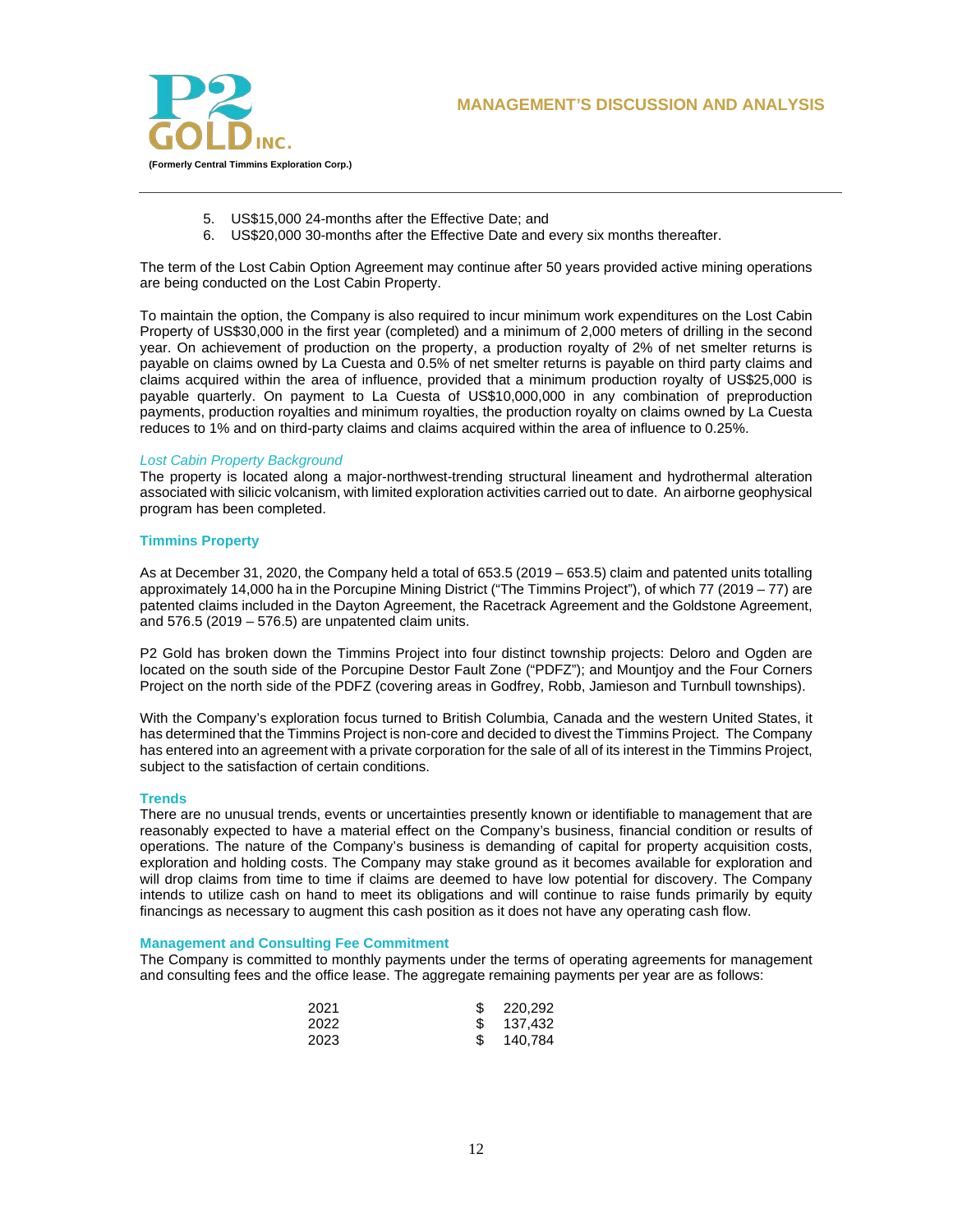5. US$15,000 24-months after the Effective Date; and
6. US$20,000 30-months after the Effective Date and every six months thereafter.

The term of the Lost Cabin Option Agreement may continue after 50 years provided active mining operations are being conducted on the Lost Cabin Property.

To maintain the option, the Company is also required to incur minimum work expenditures on the Lost Cabin Property of US$30,000 in the first year (completed) and a minimum of 2,000 meters of drilling in the second year. On achievement of production on the property, a production royalty of 2% of net smelter returns is payable on claims owned by La Cuesta and 0.5% of net smelter returns is payable on third party claims and claims acquired within the area of influence, provided that a minimum production royalty of US$25,000 is payable quarterly. On payment to La Cuesta of US$10,000,000 in any combination of preproduction payments, production royalties and minimum royalties, the production royalty on claims owned by La Cuesta reduces to 1% and on third-party claims and claims acquired within the area of influence to 0.25%.

*Lost Cabin Property Background*

The property is located along a major-northwest-trending structural lineament and hydrothermal alteration associated with silicic volcanism, with limited exploration activities carried out to date. An airborne geophysical program has been completed.

### Timmins Property

As at December 31, 2020, the Company held a total of 653.5 (2019 – 653.5) claim and patented units totalling approximately 14,000 ha in the Porcupine Mining District ("The Timmins Project"), of which 77 (2019 – 77) are patented claims included in the Dayton Agreement, the Racetrack Agreement and the Goldstone Agreement, and 576.5 (2019 – 576.5) are unpatented claim units.

P2 Gold has broken down the Timmins Project into four distinct township projects: Deloro and Ogden are located on the south side of the Porcupine Destor Fault Zone ("PDFZ"); and Mountjoy and the Four Corners Project on the north side of the PDFZ (covering areas in Godfrey, Robb, Jamieson and Turnbull townships).

With the Company's exploration focus turned to British Columbia, Canada and the western United States, it has determined that the Timmins Project is non-core and decided to divest the Timmins Project. The Company has entered into an agreement with a private corporation for the sale of all of its interest in the Timmins Project, subject to the satisfaction of certain conditions.

### Trends

There are no unusual trends, events or uncertainties presently known or identifiable to management that are reasonably expected to have a material effect on the Company's business, financial condition or results of operations. The nature of the Company's business is demanding of capital for property acquisition costs, exploration and holding costs. The Company may stake ground as it becomes available for exploration and will drop claims from time to time if claims are deemed to have low potential for discovery. The Company intends to utilize cash on hand to meet its obligations and will continue to raise funds primarily by equity financings as necessary to augment this cash position as it does not have any operating cash flow.

### Management and Consulting Fee Commitment

The Company is committed to monthly payments under the terms of operating agreements for management and consulting fees and the office lease. The aggregate remaining payments per year are as follows:

| | |
|---|---|
| 2021 | $ 220,292 |
| 2022 | $ 137,432 |
| 2023 | $ 140,784 |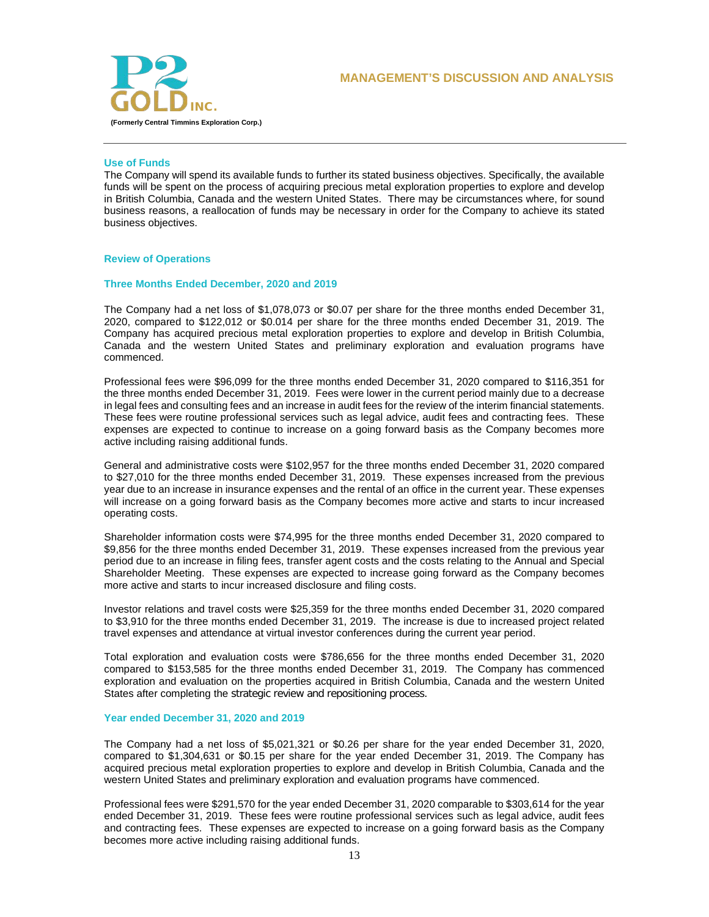## Use of Funds

The Company will spend its available funds to further its stated business objectives. Specifically, the available funds will be spent on the process of acquiring precious metal exploration properties to explore and develop in British Columbia, Canada and the western United States. There may be circumstances where, for sound business reasons, a reallocation of funds may be necessary in order for the Company to achieve its stated business objectives.

## Review of Operations

### Three Months Ended December, 2020 and 2019

The Company had a net loss of $1,078,073 or $0.07 per share for the three months ended December 31, 2020, compared to $122,012 or $0.014 per share for the three months ended December 31, 2019. The Company has acquired precious metal exploration properties to explore and develop in British Columbia, Canada and the western United States and preliminary exploration and evaluation programs have commenced.

Professional fees were $96,099 for the three months ended December 31, 2020 compared to $116,351 for the three months ended December 31, 2019. Fees were lower in the current period mainly due to a decrease in legal fees and consulting fees and an increase in audit fees for the review of the interim financial statements. These fees were routine professional services such as legal advice, audit fees and contracting fees. These expenses are expected to continue to increase on a going forward basis as the Company becomes more active including raising additional funds.

General and administrative costs were $102,957 for the three months ended December 31, 2020 compared to $27,010 for the three months ended December 31, 2019. These expenses increased from the previous year due to an increase in insurance expenses and the rental of an office in the current year. These expenses will increase on a going forward basis as the Company becomes more active and starts to incur increased operating costs.

Shareholder information costs were $74,995 for the three months ended December 31, 2020 compared to $9,856 for the three months ended December 31, 2019. These expenses increased from the previous year period due to an increase in filing fees, transfer agent costs and the costs relating to the Annual and Special Shareholder Meeting. These expenses are expected to increase going forward as the Company becomes more active and starts to incur increased disclosure and filing costs.

Investor relations and travel costs were $25,359 for the three months ended December 31, 2020 compared to $3,910 for the three months ended December 31, 2019. The increase is due to increased project related travel expenses and attendance at virtual investor conferences during the current year period.

Total exploration and evaluation costs were $786,656 for the three months ended December 31, 2020 compared to $153,585 for the three months ended December 31, 2019. The Company has commenced exploration and evaluation on the properties acquired in British Columbia, Canada and the western United States after completing the strategic review and repositioning process.

### Year ended December 31, 2020 and 2019

The Company had a net loss of $5,021,321 or $0.26 per share for the year ended December 31, 2020, compared to $1,304,631 or $0.15 per share for the year ended December 31, 2019. The Company has acquired precious metal exploration properties to explore and develop in British Columbia, Canada and the western United States and preliminary exploration and evaluation programs have commenced.

Professional fees were $291,570 for the year ended December 31, 2020 comparable to $303,614 for the year ended December 31, 2019. These fees were routine professional services such as legal advice, audit fees and contracting fees. These expenses are expected to increase on a going forward basis as the Company becomes more active including raising additional funds.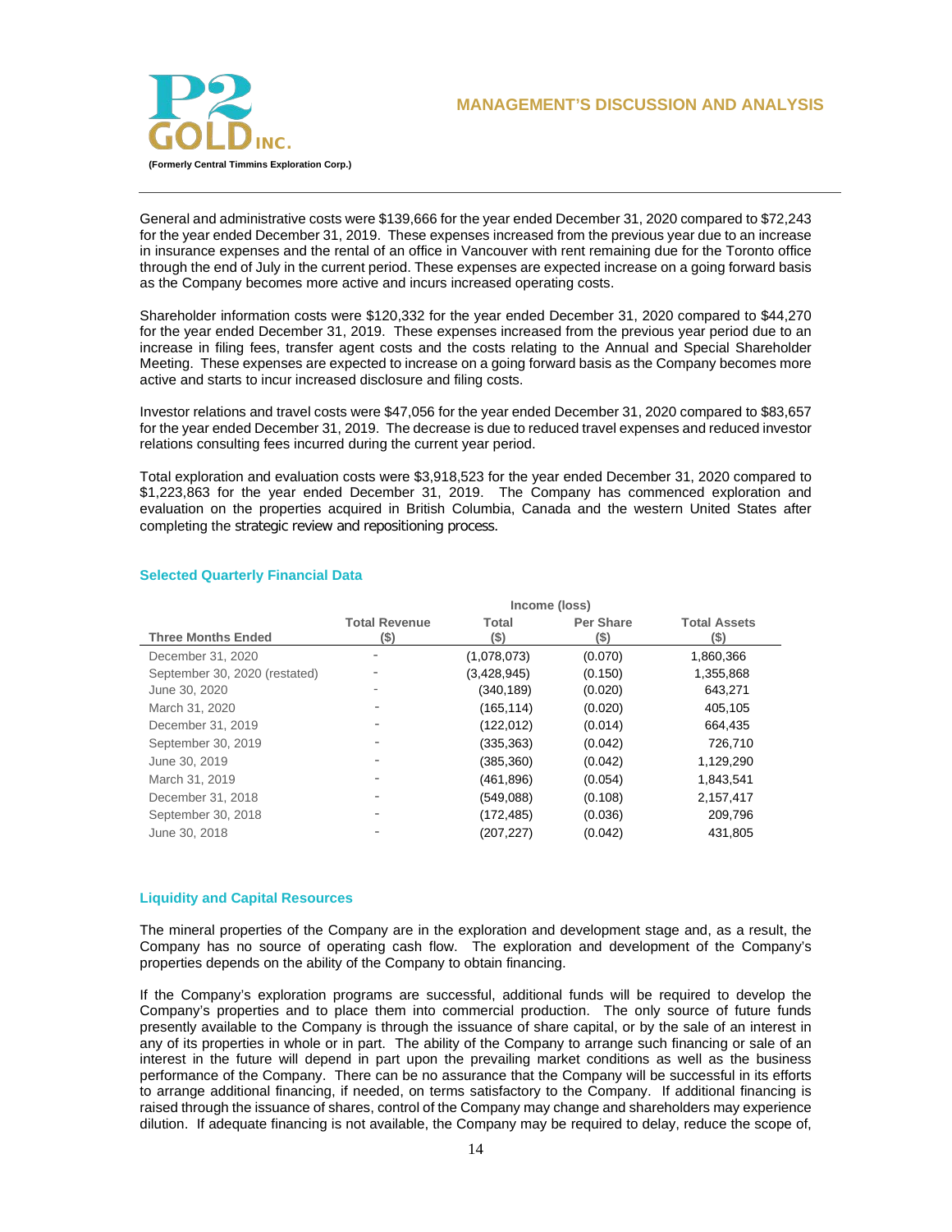General and administrative costs were $139,666 for the year ended December 31, 2020 compared to $72,243 for the year ended December 31, 2019. These expenses increased from the previous year due to an increase in insurance expenses and the rental of an office in Vancouver with rent remaining due for the Toronto office through the end of July in the current period. These expenses are expected increase on a going forward basis as the Company becomes more active and incurs increased operating costs.

Shareholder information costs were $120,332 for the year ended December 31, 2020 compared to $44,270 for the year ended December 31, 2019. These expenses increased from the previous year period due to an increase in filing fees, transfer agent costs and the costs relating to the Annual and Special Shareholder Meeting. These expenses are expected to increase on a going forward basis as the Company becomes more active and starts to incur increased disclosure and filing costs.

Investor relations and travel costs were $47,056 for the year ended December 31, 2020 compared to $83,657 for the year ended December 31, 2019. The decrease is due to reduced travel expenses and reduced investor relations consulting fees incurred during the current year period.

Total exploration and evaluation costs were $3,918,523 for the year ended December 31, 2020 compared to $1,223,863 for the year ended December 31, 2019. The Company has commenced exploration and evaluation on the properties acquired in British Columbia, Canada and the western United States after completing the strategic review and repositioning process.

## Selected Quarterly Financial Data

| Three Months Ended | Total Revenue ($) | Income (loss) Total ($) | Income (loss) Per Share ($) | Total Assets ($) |
|---|---|---|---|---|
| December 31, 2020 | - | (1,078,073) | (0.070) | 1,860,366 |
| September 30, 2020 (restated) | - | (3,428,945) | (0.150) | 1,355,868 |
| June 30, 2020 | - | (340,189) | (0.020) | 643,271 |
| March 31, 2020 | - | (165,114) | (0.020) | 405,105 |
| December 31, 2019 | - | (122,012) | (0.014) | 664,435 |
| September 30, 2019 | - | (335,363) | (0.042) | 726,710 |
| June 30, 2019 | - | (385,360) | (0.042) | 1,129,290 |
| March 31, 2019 | - | (461,896) | (0.054) | 1,843,541 |
| December 31, 2018 | - | (549,088) | (0.108) | 2,157,417 |
| September 30, 2018 | - | (172,485) | (0.036) | 209,796 |
| June 30, 2018 | - | (207,227) | (0.042) | 431,805 |

## Liquidity and Capital Resources

The mineral properties of the Company are in the exploration and development stage and, as a result, the Company has no source of operating cash flow. The exploration and development of the Company's properties depends on the ability of the Company to obtain financing.

If the Company's exploration programs are successful, additional funds will be required to develop the Company's properties and to place them into commercial production. The only source of future funds presently available to the Company is through the issuance of share capital, or by the sale of an interest in any of its properties in whole or in part. The ability of the Company to arrange such financing or sale of an interest in the future will depend in part upon the prevailing market conditions as well as the business performance of the Company. There can be no assurance that the Company will be successful in its efforts to arrange additional financing, if needed, on terms satisfactory to the Company. If additional financing is raised through the issuance of shares, control of the Company may change and shareholders may experience dilution. If adequate financing is not available, the Company may be required to delay, reduce the scope of,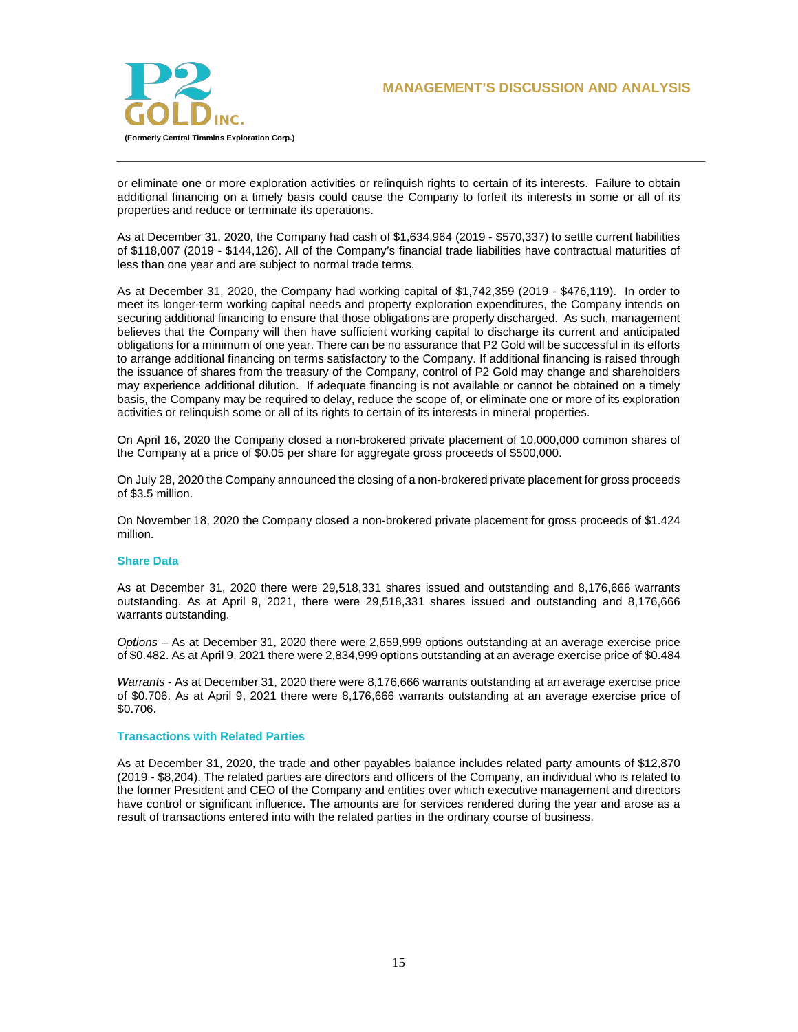or eliminate one or more exploration activities or relinquish rights to certain of its interests. Failure to obtain additional financing on a timely basis could cause the Company to forfeit its interests in some or all of its properties and reduce or terminate its operations.

As at December 31, 2020, the Company had cash of $1,634,964 (2019 - $570,337) to settle current liabilities of $118,007 (2019 - $144,126). All of the Company's financial trade liabilities have contractual maturities of less than one year and are subject to normal trade terms.

As at December 31, 2020, the Company had working capital of $1,742,359 (2019 - $476,119). In order to meet its longer-term working capital needs and property exploration expenditures, the Company intends on securing additional financing to ensure that those obligations are properly discharged. As such, management believes that the Company will then have sufficient working capital to discharge its current and anticipated obligations for a minimum of one year. There can be no assurance that P2 Gold will be successful in its efforts to arrange additional financing on terms satisfactory to the Company. If additional financing is raised through the issuance of shares from the treasury of the Company, control of P2 Gold may change and shareholders may experience additional dilution. If adequate financing is not available or cannot be obtained on a timely basis, the Company may be required to delay, reduce the scope of, or eliminate one or more of its exploration activities or relinquish some or all of its rights to certain of its interests in mineral properties.

On April 16, 2020 the Company closed a non-brokered private placement of 10,000,000 common shares of the Company at a price of $0.05 per share for aggregate gross proceeds of $500,000.

On July 28, 2020 the Company announced the closing of a non-brokered private placement for gross proceeds of $3.5 million.

On November 18, 2020 the Company closed a non-brokered private placement for gross proceeds of $1.424 million.

## Share Data

As at December 31, 2020 there were 29,518,331 shares issued and outstanding and 8,176,666 warrants outstanding. As at April 9, 2021, there were 29,518,331 shares issued and outstanding and 8,176,666 warrants outstanding.

*Options* – As at December 31, 2020 there were 2,659,999 options outstanding at an average exercise price of $0.482. As at April 9, 2021 there were 2,834,999 options outstanding at an average exercise price of $0.484

*Warrants* - As at December 31, 2020 there were 8,176,666 warrants outstanding at an average exercise price of $0.706. As at April 9, 2021 there were 8,176,666 warrants outstanding at an average exercise price of $0.706.

## Transactions with Related Parties

As at December 31, 2020, the trade and other payables balance includes related party amounts of $12,870 (2019 - $8,204). The related parties are directors and officers of the Company, an individual who is related to the former President and CEO of the Company and entities over which executive management and directors have control or significant influence. The amounts are for services rendered during the year and arose as a result of transactions entered into with the related parties in the ordinary course of business.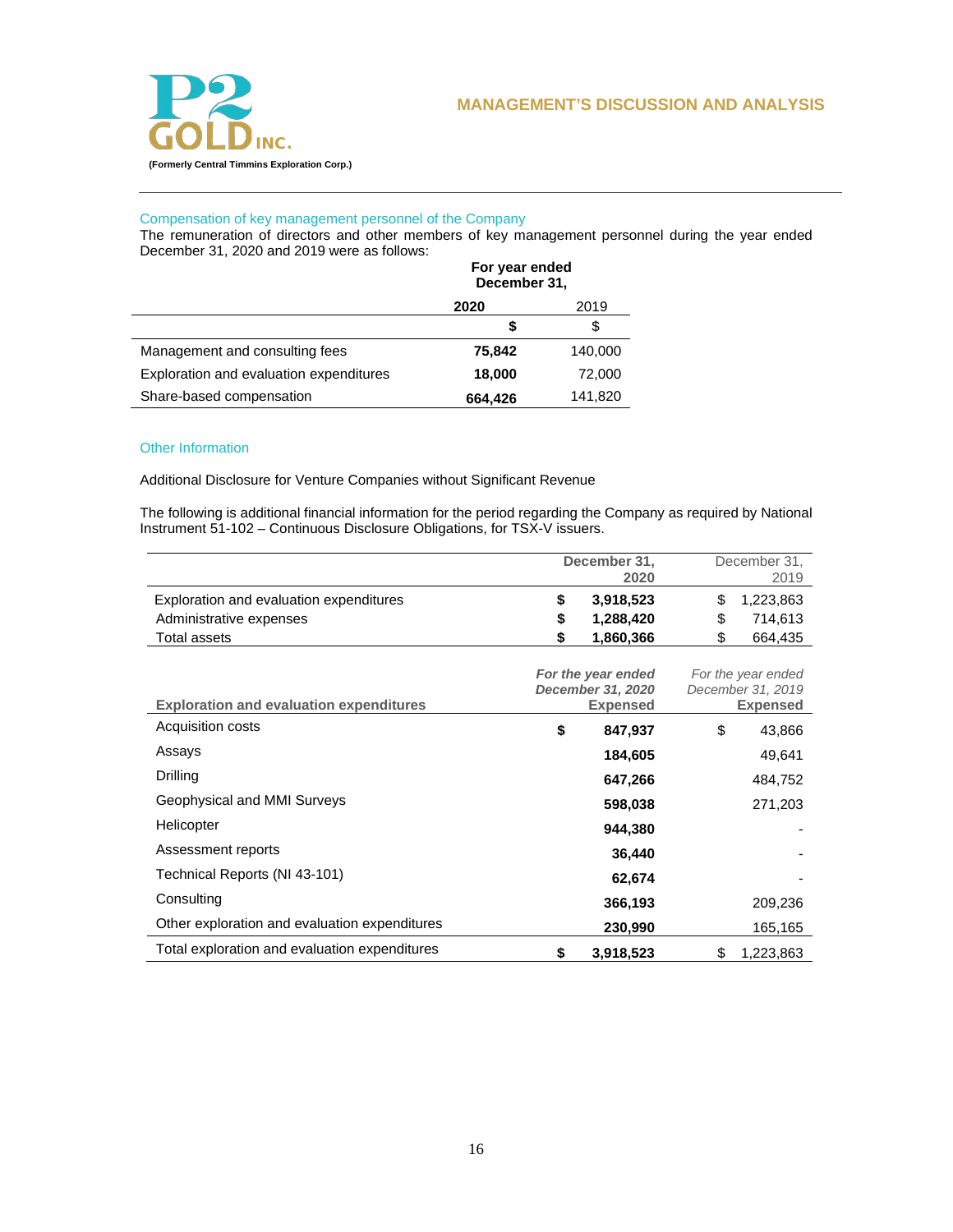### Compensation of key management personnel of the Company

The remuneration of directors and other members of key management personnel during the year ended December 31, 2020 and 2019 were as follows:

| | For year ended December 31, | |
|---|---|---|
| | **2020** | 2019 |
| | **$** | $ |
| Management and consulting fees | **75,842** | 140,000 |
| Exploration and evaluation expenditures | **18,000** | 72,000 |
| Share-based compensation | **664,426** | 141,820 |

### Other Information

Additional Disclosure for Venture Companies without Significant Revenue

The following is additional financial information for the period regarding the Company as required by National Instrument 51-102 – Continuous Disclosure Obligations, for TSX-V issuers.

| | **December 31, 2020** | December 31, 2019 |
|---|---|---|
| Exploration and evaluation expenditures | **$ 3,918,523** | $ 1,223,863 |
| Administrative expenses | **$ 1,288,420** | $ 714,613 |
| Total assets | **$ 1,860,366** | $ 664,435 |

| **Exploration and evaluation expenditures** | ***For the year ended December 31, 2020*** **Expensed** | *For the year ended December 31, 2019* **Expensed** |
|---|---|---|
| Acquisition costs | **$ 847,937** | $ 43,866 |
| Assays | **184,605** | 49,641 |
| Drilling | **647,266** | 484,752 |
| Geophysical and MMI Surveys | **598,038** | 271,203 |
| Helicopter | **944,380** | - |
| Assessment reports | **36,440** | - |
| Technical Reports (NI 43-101) | **62,674** | - |
| Consulting | **366,193** | 209,236 |
| Other exploration and evaluation expenditures | **230,990** | 165,165 |
| Total exploration and evaluation expenditures | **$ 3,918,523** | $ 1,223,863 |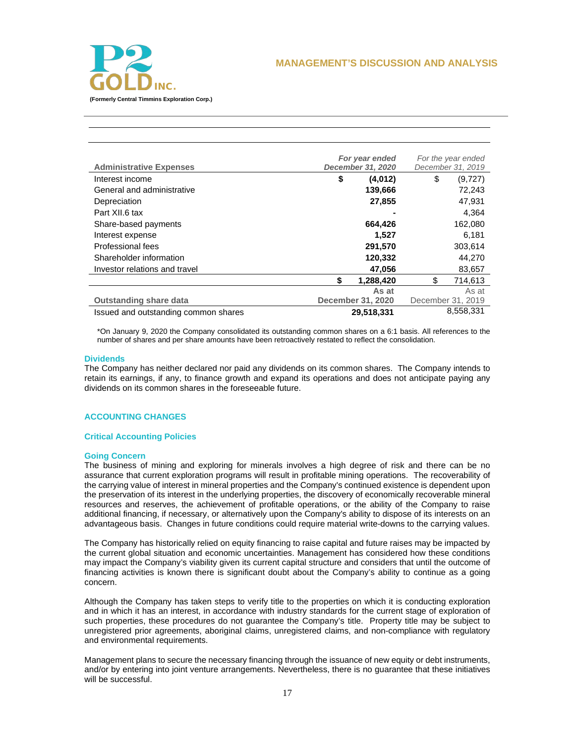| Administrative Expenses | *For year ended December 31, 2020* | *For the year ended December 31, 2019* |
|---|---|---|
| Interest income | **$ (4,012)** | $ (9,727) |
| General and administrative | **139,666** | 72,243 |
| Depreciation | **27,855** | 47,931 |
| Part XII.6 tax | **-** | 4,364 |
| Share-based payments | **664,426** | 162,080 |
| Interest expense | **1,527** | 6,181 |
| Professional fees | **291,570** | 303,614 |
| Shareholder information | **120,332** | 44,270 |
| Investor relations and travel | **47,056** | 83,657 |
| | **$ 1,288,420** | $ 714,613 |

| Outstanding share data | **As at December 31, 2020** | As at December 31, 2019 |
|---|---|---|
| Issued and outstanding common shares | **29,518,331** | 8,558,331 |

*On January 9, 2020 the Company consolidated its outstanding common shares on a 6:1 basis. All references to the number of shares and per share amounts have been retroactively restated to reflect the consolidation.

### Dividends

The Company has neither declared nor paid any dividends on its common shares. The Company intends to retain its earnings, if any, to finance growth and expand its operations and does not anticipate paying any dividends on its common shares in the foreseeable future.

## ACCOUNTING CHANGES

### Critical Accounting Policies

### Going Concern

The business of mining and exploring for minerals involves a high degree of risk and there can be no assurance that current exploration programs will result in profitable mining operations. The recoverability of the carrying value of interest in mineral properties and the Company's continued existence is dependent upon the preservation of its interest in the underlying properties, the discovery of economically recoverable mineral resources and reserves, the achievement of profitable operations, or the ability of the Company to raise additional financing, if necessary, or alternatively upon the Company's ability to dispose of its interests on an advantageous basis. Changes in future conditions could require material write-downs to the carrying values.

The Company has historically relied on equity financing to raise capital and future raises may be impacted by the current global situation and economic uncertainties. Management has considered how these conditions may impact the Company's viability given its current capital structure and considers that until the outcome of financing activities is known there is significant doubt about the Company's ability to continue as a going concern.

Although the Company has taken steps to verify title to the properties on which it is conducting exploration and in which it has an interest, in accordance with industry standards for the current stage of exploration of such properties, these procedures do not guarantee the Company's title. Property title may be subject to unregistered prior agreements, aboriginal claims, unregistered claims, and non-compliance with regulatory and environmental requirements.

Management plans to secure the necessary financing through the issuance of new equity or debt instruments, and/or by entering into joint venture arrangements. Nevertheless, there is no guarantee that these initiatives will be successful.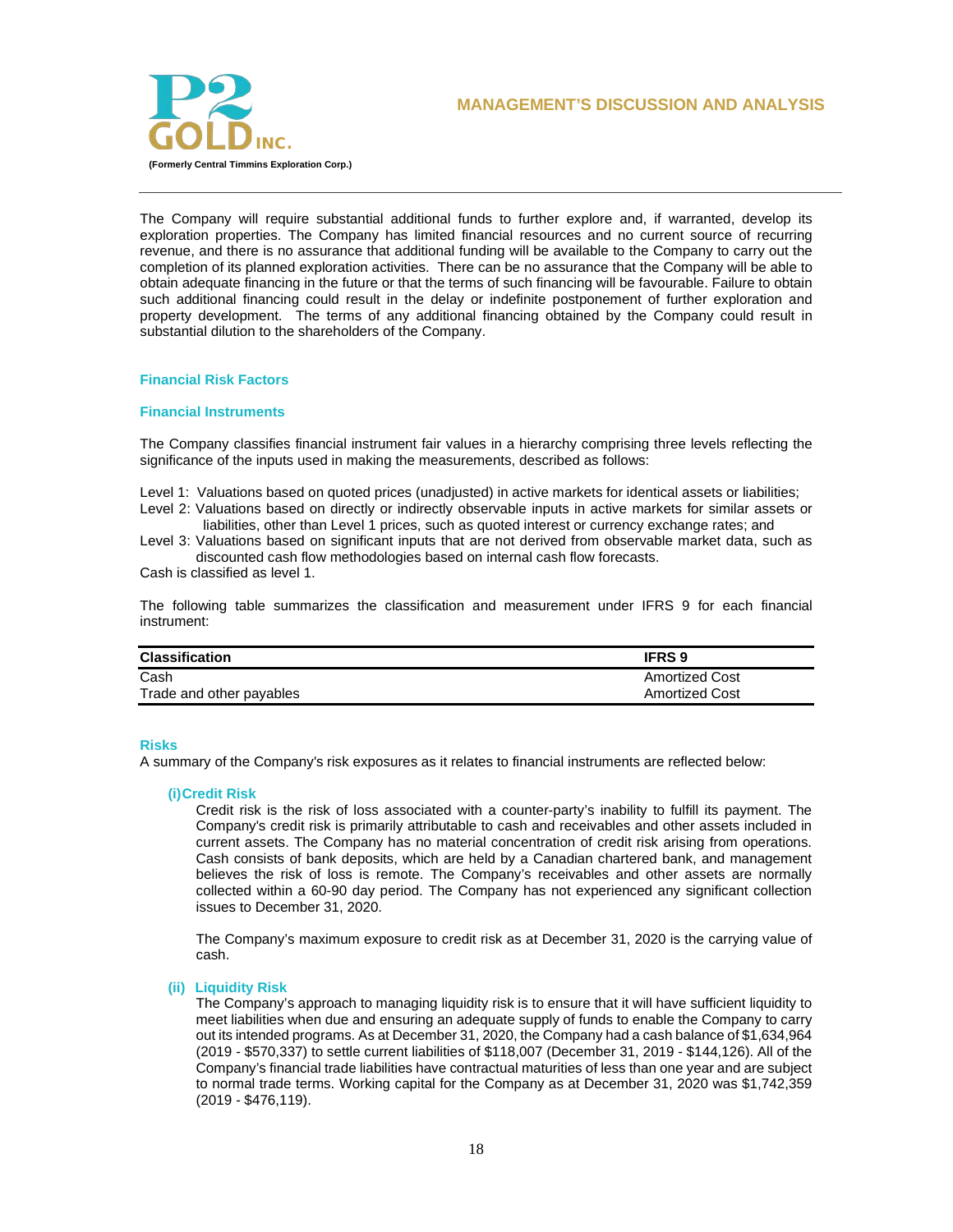The Company will require substantial additional funds to further explore and, if warranted, develop its exploration properties. The Company has limited financial resources and no current source of recurring revenue, and there is no assurance that additional funding will be available to the Company to carry out the completion of its planned exploration activities. There can be no assurance that the Company will be able to obtain adequate financing in the future or that the terms of such financing will be favourable. Failure to obtain such additional financing could result in the delay or indefinite postponement of further exploration and property development. The terms of any additional financing obtained by the Company could result in substantial dilution to the shareholders of the Company.

## Financial Risk Factors

### Financial Instruments

The Company classifies financial instrument fair values in a hierarchy comprising three levels reflecting the significance of the inputs used in making the measurements, described as follows:

Level 1: Valuations based on quoted prices (unadjusted) in active markets for identical assets or liabilities;
Level 2: Valuations based on directly or indirectly observable inputs in active markets for similar assets or liabilities, other than Level 1 prices, such as quoted interest or currency exchange rates; and
Level 3: Valuations based on significant inputs that are not derived from observable market data, such as discounted cash flow methodologies based on internal cash flow forecasts.
Cash is classified as level 1.

The following table summarizes the classification and measurement under IFRS 9 for each financial instrument:

| Classification | IFRS 9 |
|---|---|
| Cash | Amortized Cost |
| Trade and other payables | Amortized Cost |

### Risks

A summary of the Company's risk exposures as it relates to financial instruments are reflected below:

**(i) Credit Risk**

Credit risk is the risk of loss associated with a counter-party's inability to fulfill its payment. The Company's credit risk is primarily attributable to cash and receivables and other assets included in current assets. The Company has no material concentration of credit risk arising from operations. Cash consists of bank deposits, which are held by a Canadian chartered bank, and management believes the risk of loss is remote. The Company's receivables and other assets are normally collected within a 60-90 day period. The Company has not experienced any significant collection issues to December 31, 2020.

The Company's maximum exposure to credit risk as at December 31, 2020 is the carrying value of cash.

**(ii) Liquidity Risk**

The Company's approach to managing liquidity risk is to ensure that it will have sufficient liquidity to meet liabilities when due and ensuring an adequate supply of funds to enable the Company to carry out its intended programs. As at December 31, 2020, the Company had a cash balance of $1,634,964 (2019 - $570,337) to settle current liabilities of $118,007 (December 31, 2019 - $144,126). All of the Company's financial trade liabilities have contractual maturities of less than one year and are subject to normal trade terms. Working capital for the Company as at December 31, 2020 was $1,742,359 (2019 - $476,119).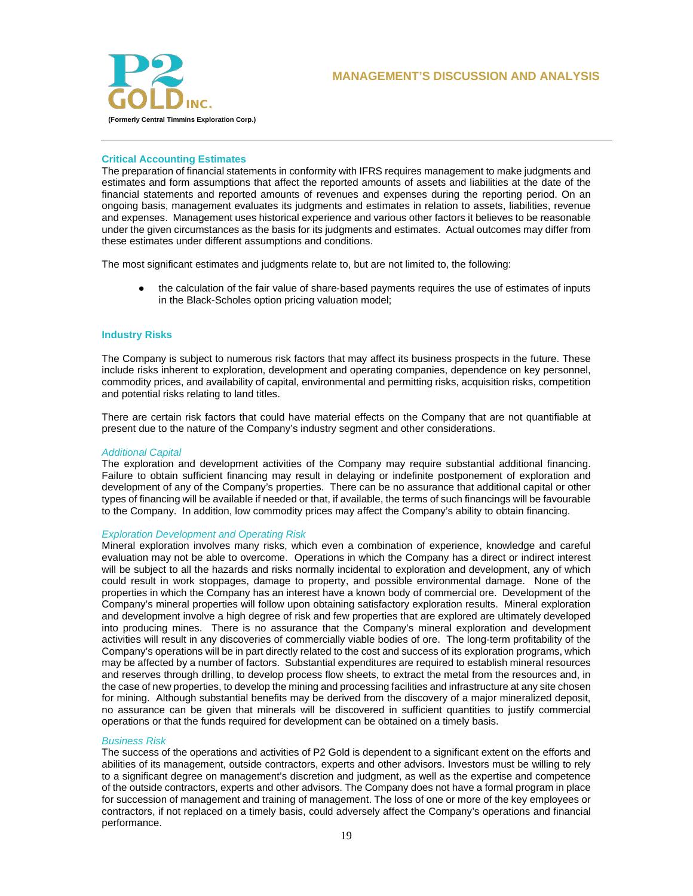## Critical Accounting Estimates

The preparation of financial statements in conformity with IFRS requires management to make judgments and estimates and form assumptions that affect the reported amounts of assets and liabilities at the date of the financial statements and reported amounts of revenues and expenses during the reporting period. On an ongoing basis, management evaluates its judgments and estimates in relation to assets, liabilities, revenue and expenses. Management uses historical experience and various other factors it believes to be reasonable under the given circumstances as the basis for its judgments and estimates. Actual outcomes may differ from these estimates under different assumptions and conditions.

The most significant estimates and judgments relate to, but are not limited to, the following:

- the calculation of the fair value of share-based payments requires the use of estimates of inputs in the Black-Scholes option pricing valuation model;

## Industry Risks

The Company is subject to numerous risk factors that may affect its business prospects in the future. These include risks inherent to exploration, development and operating companies, dependence on key personnel, commodity prices, and availability of capital, environmental and permitting risks, acquisition risks, competition and potential risks relating to land titles.

There are certain risk factors that could have material effects on the Company that are not quantifiable at present due to the nature of the Company's industry segment and other considerations.

### *Additional Capital*

The exploration and development activities of the Company may require substantial additional financing. Failure to obtain sufficient financing may result in delaying or indefinite postponement of exploration and development of any of the Company's properties. There can be no assurance that additional capital or other types of financing will be available if needed or that, if available, the terms of such financings will be favourable to the Company. In addition, low commodity prices may affect the Company's ability to obtain financing.

### *Exploration Development and Operating Risk*

Mineral exploration involves many risks, which even a combination of experience, knowledge and careful evaluation may not be able to overcome. Operations in which the Company has a direct or indirect interest will be subject to all the hazards and risks normally incidental to exploration and development, any of which could result in work stoppages, damage to property, and possible environmental damage. None of the properties in which the Company has an interest have a known body of commercial ore. Development of the Company's mineral properties will follow upon obtaining satisfactory exploration results. Mineral exploration and development involve a high degree of risk and few properties that are explored are ultimately developed into producing mines. There is no assurance that the Company's mineral exploration and development activities will result in any discoveries of commercially viable bodies of ore. The long-term profitability of the Company's operations will be in part directly related to the cost and success of its exploration programs, which may be affected by a number of factors. Substantial expenditures are required to establish mineral resources and reserves through drilling, to develop process flow sheets, to extract the metal from the resources and, in the case of new properties, to develop the mining and processing facilities and infrastructure at any site chosen for mining. Although substantial benefits may be derived from the discovery of a major mineralized deposit, no assurance can be given that minerals will be discovered in sufficient quantities to justify commercial operations or that the funds required for development can be obtained on a timely basis.

### *Business Risk*

The success of the operations and activities of P2 Gold is dependent to a significant extent on the efforts and abilities of its management, outside contractors, experts and other advisors. Investors must be willing to rely to a significant degree on management's discretion and judgment, as well as the expertise and competence of the outside contractors, experts and other advisors. The Company does not have a formal program in place for succession of management and training of management. The loss of one or more of the key employees or contractors, if not replaced on a timely basis, could adversely affect the Company's operations and financial performance.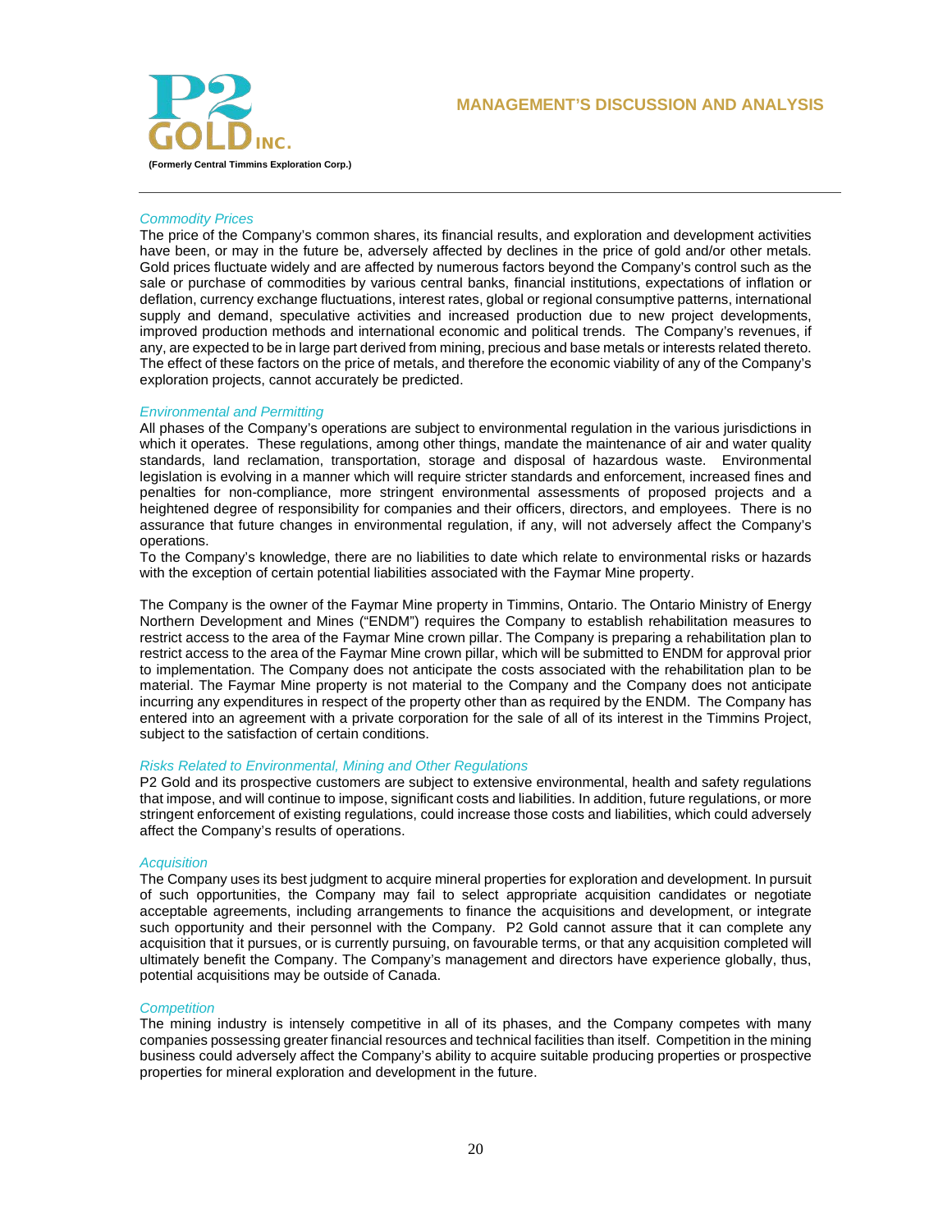### *Commodity Prices*

The price of the Company's common shares, its financial results, and exploration and development activities have been, or may in the future be, adversely affected by declines in the price of gold and/or other metals. Gold prices fluctuate widely and are affected by numerous factors beyond the Company's control such as the sale or purchase of commodities by various central banks, financial institutions, expectations of inflation or deflation, currency exchange fluctuations, interest rates, global or regional consumptive patterns, international supply and demand, speculative activities and increased production due to new project developments, improved production methods and international economic and political trends. The Company's revenues, if any, are expected to be in large part derived from mining, precious and base metals or interests related thereto. The effect of these factors on the price of metals, and therefore the economic viability of any of the Company's exploration projects, cannot accurately be predicted.

### *Environmental and Permitting*

All phases of the Company's operations are subject to environmental regulation in the various jurisdictions in which it operates. These regulations, among other things, mandate the maintenance of air and water quality standards, land reclamation, transportation, storage and disposal of hazardous waste. Environmental legislation is evolving in a manner which will require stricter standards and enforcement, increased fines and penalties for non-compliance, more stringent environmental assessments of proposed projects and a heightened degree of responsibility for companies and their officers, directors, and employees. There is no assurance that future changes in environmental regulation, if any, will not adversely affect the Company's operations.

To the Company's knowledge, there are no liabilities to date which relate to environmental risks or hazards with the exception of certain potential liabilities associated with the Faymar Mine property.

The Company is the owner of the Faymar Mine property in Timmins, Ontario. The Ontario Ministry of Energy Northern Development and Mines ("ENDM") requires the Company to establish rehabilitation measures to restrict access to the area of the Faymar Mine crown pillar. The Company is preparing a rehabilitation plan to restrict access to the area of the Faymar Mine crown pillar, which will be submitted to ENDM for approval prior to implementation. The Company does not anticipate the costs associated with the rehabilitation plan to be material. The Faymar Mine property is not material to the Company and the Company does not anticipate incurring any expenditures in respect of the property other than as required by the ENDM. The Company has entered into an agreement with a private corporation for the sale of all of its interest in the Timmins Project, subject to the satisfaction of certain conditions.

### *Risks Related to Environmental, Mining and Other Regulations*

P2 Gold and its prospective customers are subject to extensive environmental, health and safety regulations that impose, and will continue to impose, significant costs and liabilities. In addition, future regulations, or more stringent enforcement of existing regulations, could increase those costs and liabilities, which could adversely affect the Company's results of operations.

### *Acquisition*

The Company uses its best judgment to acquire mineral properties for exploration and development. In pursuit of such opportunities, the Company may fail to select appropriate acquisition candidates or negotiate acceptable agreements, including arrangements to finance the acquisitions and development, or integrate such opportunity and their personnel with the Company. P2 Gold cannot assure that it can complete any acquisition that it pursues, or is currently pursuing, on favourable terms, or that any acquisition completed will ultimately benefit the Company. The Company's management and directors have experience globally, thus, potential acquisitions may be outside of Canada.

### *Competition*

The mining industry is intensely competitive in all of its phases, and the Company competes with many companies possessing greater financial resources and technical facilities than itself. Competition in the mining business could adversely affect the Company's ability to acquire suitable producing properties or prospective properties for mineral exploration and development in the future.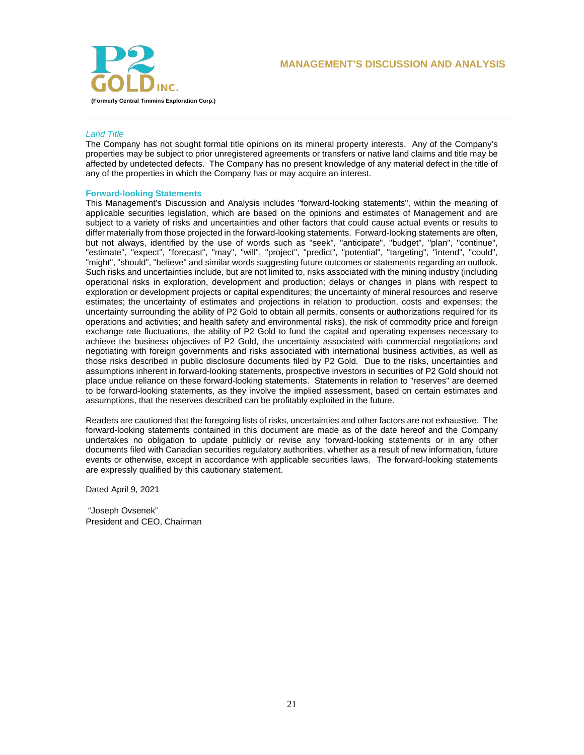*Land Title*

The Company has not sought formal title opinions on its mineral property interests. Any of the Company's properties may be subject to prior unregistered agreements or transfers or native land claims and title may be affected by undetected defects. The Company has no present knowledge of any material defect in the title of any of the properties in which the Company has or may acquire an interest.

**Forward-looking Statements**

This Management's Discussion and Analysis includes "forward-looking statements", within the meaning of applicable securities legislation, which are based on the opinions and estimates of Management and are subject to a variety of risks and uncertainties and other factors that could cause actual events or results to differ materially from those projected in the forward-looking statements. Forward-looking statements are often, but not always, identified by the use of words such as "seek", "anticipate", "budget", "plan", "continue", "estimate", "expect", "forecast", "may", "will", "project", "predict", "potential", "targeting", "intend", "could", "might", "should", "believe" and similar words suggesting future outcomes or statements regarding an outlook. Such risks and uncertainties include, but are not limited to, risks associated with the mining industry (including operational risks in exploration, development and production; delays or changes in plans with respect to exploration or development projects or capital expenditures; the uncertainty of mineral resources and reserve estimates; the uncertainty of estimates and projections in relation to production, costs and expenses; the uncertainty surrounding the ability of P2 Gold to obtain all permits, consents or authorizations required for its operations and activities; and health safety and environmental risks), the risk of commodity price and foreign exchange rate fluctuations, the ability of P2 Gold to fund the capital and operating expenses necessary to achieve the business objectives of P2 Gold, the uncertainty associated with commercial negotiations and negotiating with foreign governments and risks associated with international business activities, as well as those risks described in public disclosure documents filed by P2 Gold. Due to the risks, uncertainties and assumptions inherent in forward-looking statements, prospective investors in securities of P2 Gold should not place undue reliance on these forward-looking statements. Statements in relation to "reserves" are deemed to be forward-looking statements, as they involve the implied assessment, based on certain estimates and assumptions, that the reserves described can be profitably exploited in the future.

Readers are cautioned that the foregoing lists of risks, uncertainties and other factors are not exhaustive. The forward-looking statements contained in this document are made as of the date hereof and the Company undertakes no obligation to update publicly or revise any forward-looking statements or in any other documents filed with Canadian securities regulatory authorities, whether as a result of new information, future events or otherwise, except in accordance with applicable securities laws. The forward-looking statements are expressly qualified by this cautionary statement.

Dated April 9, 2021

"Joseph Ovsenek"
President and CEO, Chairman